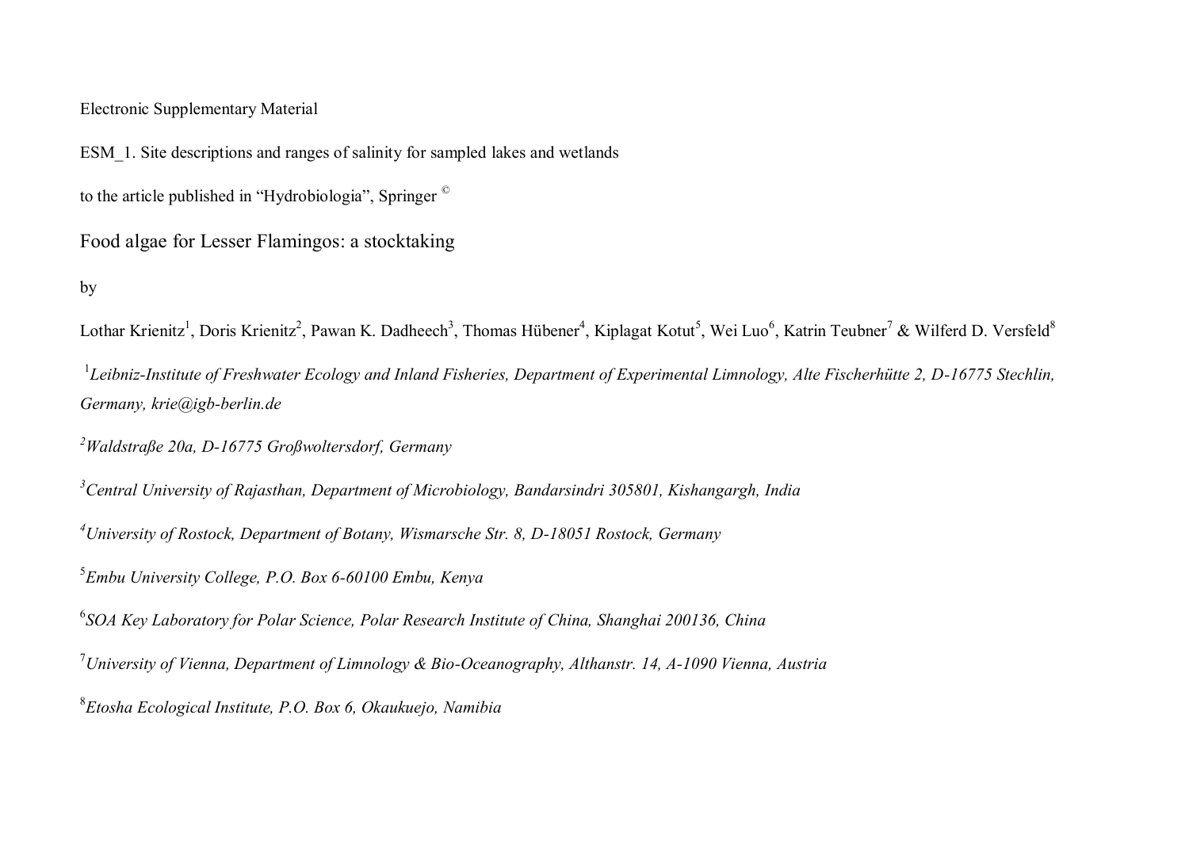Electronic Supplementary Material

ESM_1. Site descriptions and ranges of salinity for sampled lakes and wetlands

to the article published in “Hydrobiologia”, Springer ©

# Food algae for Lesser Flamingos: a stocktaking

by

Lothar Krienitz[1], Doris Krienitz[2], Pawan K. Dadheech[3], Thomas Hübener[4], Kiplagat Kotut[5], Wei Luo[6], Katrin Teubner[7] & Wilferd D. Versfeld[8]

[1]*Leibniz-Institute of Freshwater Ecology and Inland Fisheries, Department of Experimental Limnology, Alte Fischerhütte 2, D-16775 Stechlin, Germany, krie@igb-berlin.de*

[2]*Waldstraße 20a, D-16775 Großwoltersdorf, Germany*

[3]*Central University of Rajasthan, Department of Microbiology, Bandarsindri 305801, Kishangargh, India*

[4]*University of Rostock, Department of Botany, Wismarsche Str. 8, D-18051 Rostock, Germany*

[5]*Embu University College, P.O. Box 6-60100 Embu, Kenya*

[6]*SOA Key Laboratory for Polar Science, Polar Research Institute of China, Shanghai 200136, China*

[7]*University of Vienna, Department of Limnology & Bio-Oceanography, Althanstr. 14, A-1090 Vienna, Austria*

[8]*Etosha Ecological Institute, P.O. Box 6, Okaukuejo, Namibia*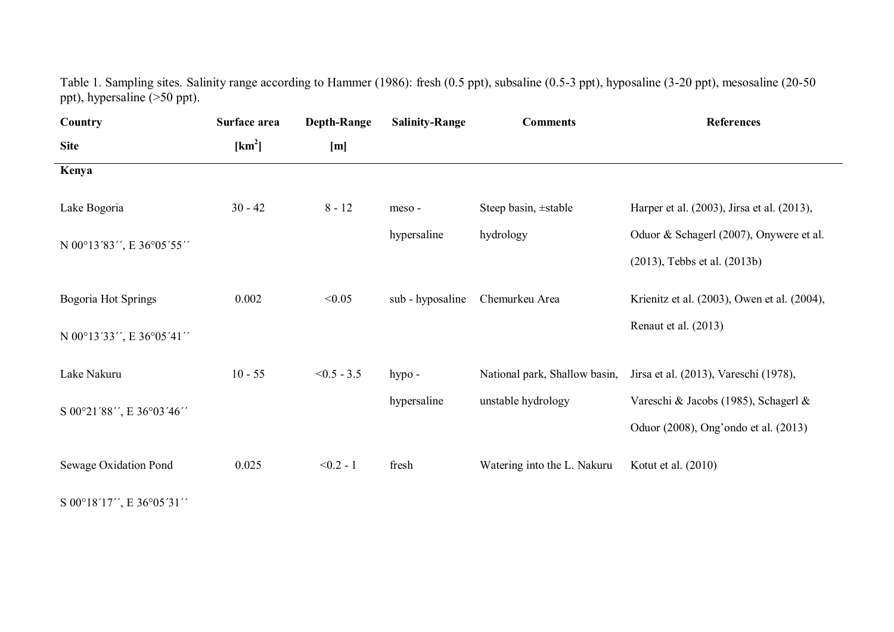Table 1. Sampling sites. Salinity range according to Hammer (1986): fresh (0.5 ppt), subsaline (0.5-3 ppt), hyposaline (3-20 ppt), mesosaline (20-50 ppt), hypersaline (>50 ppt).

| Country<br>Site | Surface area<br>[km$^2$] | Depth-Range<br>[m] | Salinity-Range | Comments | References |
|---|---|---|---|---|---|
| **Kenya** | | | | | |
| Lake Bogoria<br>N 00°13´83´´, E 36°05´55´´ | 30 - 42 | 8 - 12 | meso - hypersaline | Steep basin, ±stable hydrology | Harper et al. (2003), Jirsa et al. (2013), Oduor & Schagerl (2007), Onywere et al. (2013), Tebbs et al. (2013b) |
| Bogoria Hot Springs<br>N 00°13´33´´, E 36°05´41´´ | 0.002 | <0.05 | sub - hyposaline | Chemurkeu Area | Krienitz et al. (2003), Owen et al. (2004), Renaut et al. (2013) |
| Lake Nakuru<br>S 00°21´88´´, E 36°03´46´´ | 10 - 55 | <0.5 - 3.5 | hypo - hypersaline | National park, Shallow basin, unstable hydrology | Jirsa et al. (2013), Vareschi (1978), Vareschi & Jacobs (1985), Schagerl & Oduor (2008), Ong'ondo et al. (2013) |
| Sewage Oxidation Pond<br>S 00°18´17´´, E 36°05´31´´ | 0.025 | <0.2 - 1 | fresh | Watering into the L. Nakuru | Kotut et al. (2010) |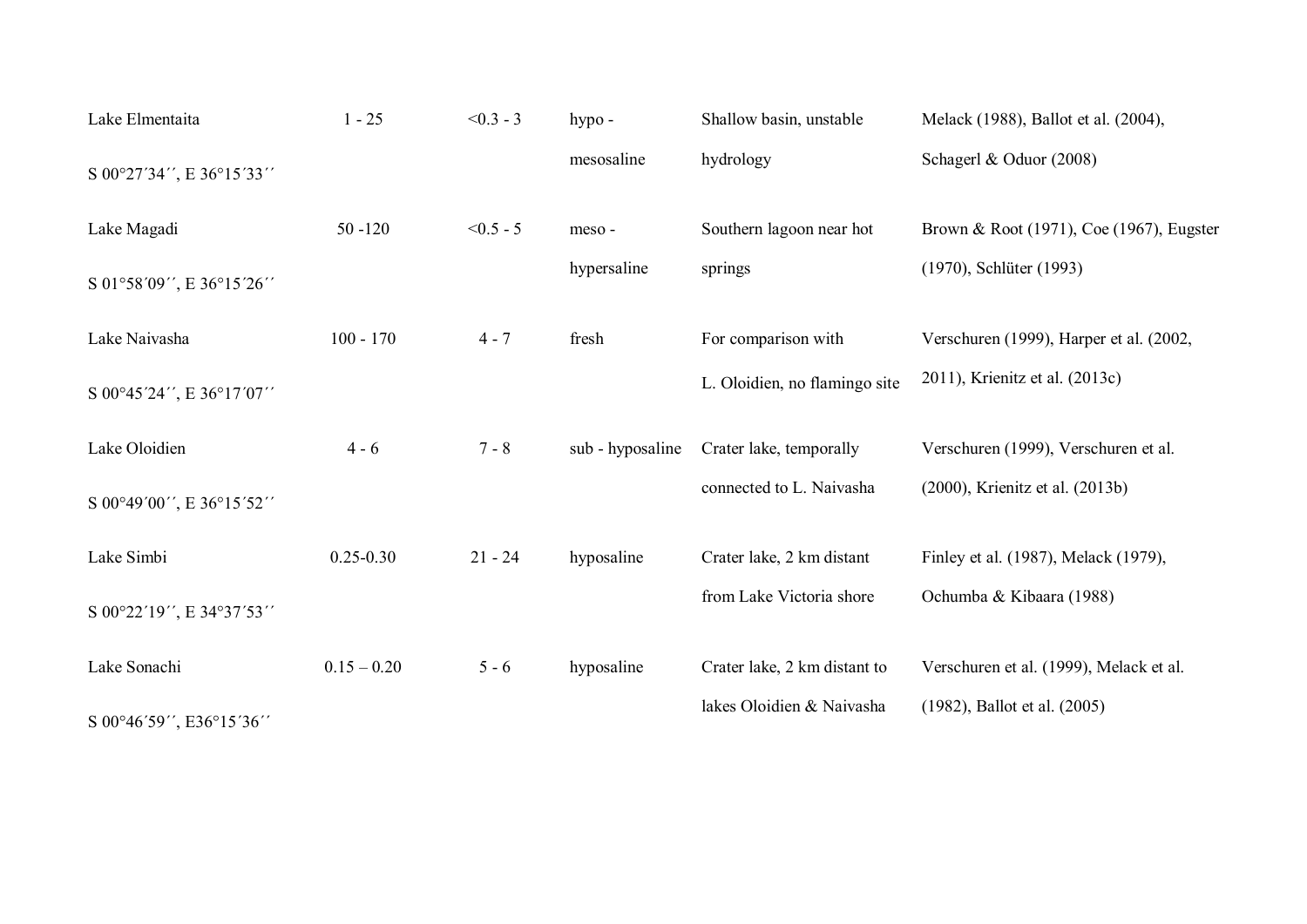| | | | | | |
|---|---|---|---|---|---|
| Lake Elmentaita<br>S 00°27´34´´, E 36°15´33´´ | 1 - 25 | <0.3 - 3 | hypo - mesosaline | Shallow basin, unstable hydrology | Melack (1988), Ballot et al. (2004), Schagerl & Oduor (2008) |
| Lake Magadi<br>S 01°58´09´´, E 36°15´26´´ | 50 -120 | <0.5 - 5 | meso - hypersaline | Southern lagoon near hot springs | Brown & Root (1971), Coe (1967), Eugster (1970), Schlüter (1993) |
| Lake Naivasha<br>S 00°45´24´´, E 36°17´07´´ | 100 - 170 | 4 - 7 | fresh | For comparison with L. Oloidien, no flamingo site | Verschuren (1999), Harper et al. (2002, 2011), Krienitz et al. (2013c) |
| Lake Oloidien<br>S 00°49´00´´, E 36°15´52´´ | 4 - 6 | 7 - 8 | sub - hyposaline | Crater lake, temporally connected to L. Naivasha | Verschuren (1999), Verschuren et al. (2000), Krienitz et al. (2013b) |
| Lake Simbi<br>S 00°22´19´´, E 34°37´53´´ | 0.25-0.30 | 21 - 24 | hyposaline | Crater lake, 2 km distant from Lake Victoria shore | Finley et al. (1987), Melack (1979), Ochumba & Kibaara (1988) |
| Lake Sonachi<br>S 00°46´59´´, E36°15´36´´ | 0.15 – 0.20 | 5 - 6 | hyposaline | Crater lake, 2 km distant to lakes Oloidien & Naivasha | Verschuren et al. (1999), Melack et al. (1982), Ballot et al. (2005) |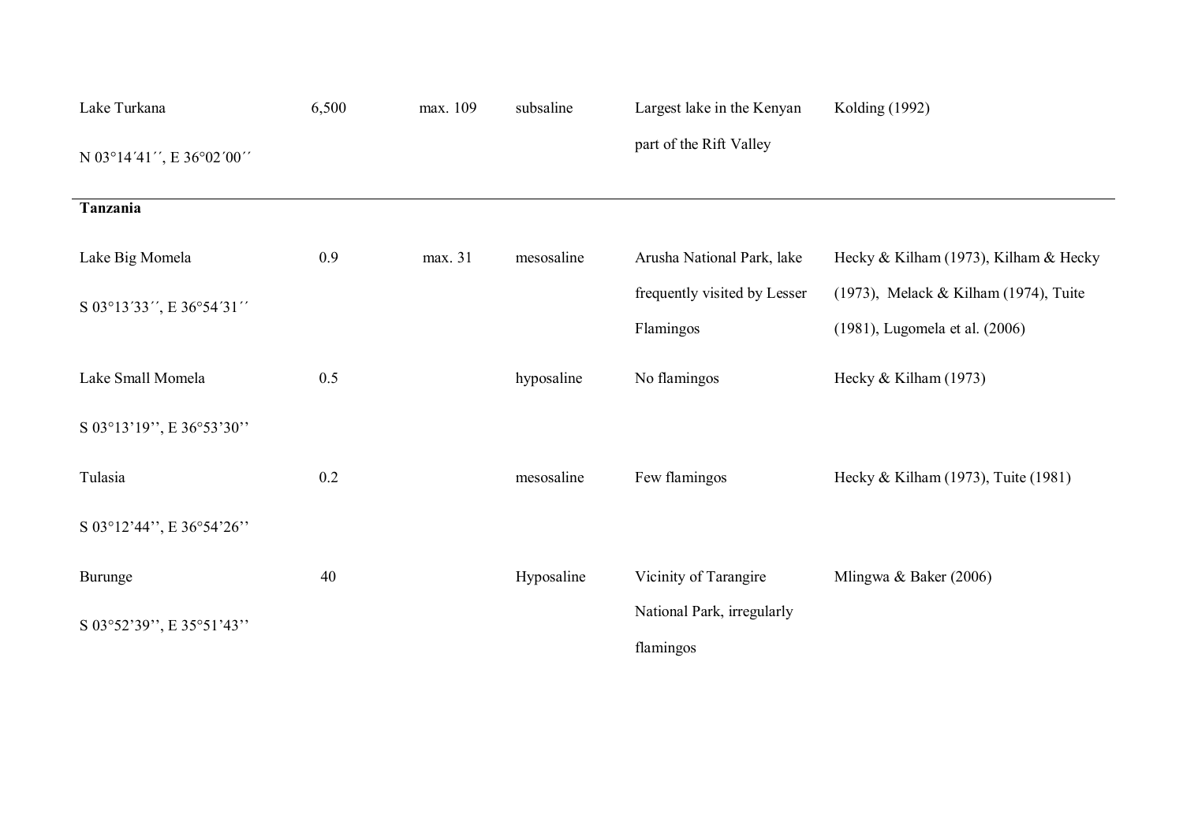| | | | | | |
|---|---|---|---|---|---|
| Lake Turkana<br>N 03°14´41´´, E 36°02´00´´ | 6,500 | max. 109 | subsaline | Largest lake in the Kenyan part of the Rift Valley | Kolding (1992) |
| **Tanzania** | | | | | |
| Lake Big Momela<br>S 03°13´33´´, E 36°54´31´´ | 0.9 | max. 31 | mesosaline | Arusha National Park, lake frequently visited by Lesser Flamingos | Hecky & Kilham (1973), Kilham & Hecky (1973), Melack & Kilham (1974), Tuite (1981), Lugomela et al. (2006) |
| Lake Small Momela<br>S 03°13'19'', E 36°53'30'' | 0.5 | | hyposaline | No flamingos | Hecky & Kilham (1973) |
| Tulasia<br>S 03°12'44'', E 36°54'26'' | 0.2 | | mesosaline | Few flamingos | Hecky & Kilham (1973), Tuite (1981) |
| Burunge<br>S 03°52'39'', E 35°51'43'' | 40 | | Hyposaline | Vicinity of Tarangire National Park, irregularly flamingos | Mlingwa & Baker (2006) |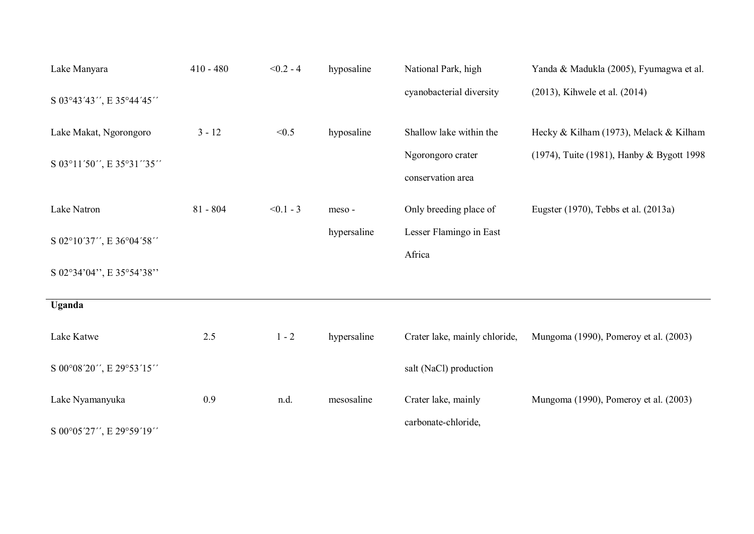| | | | | | |
|---|---|---|---|---|---|
| Lake Manyara S 03°43´43´´, E 35°44´45´´ | 410 - 480 | <0.2 - 4 | hyposaline | National Park, high cyanobacterial diversity | Yanda & Madukla (2005), Fyumagwa et al. (2013), Kihwele et al. (2014) |
| Lake Makat, Ngorongoro S 03°11´50´´, E 35°31´´35´´ | 3 - 12 | <0.5 | hyposaline | Shallow lake within the Ngorongoro crater conservation area | Hecky & Kilham (1973), Melack & Kilham (1974), Tuite (1981), Hanby & Bygott 1998 |
| Lake Natron S 02°10´37´´, E 36°04´58´´ S 02°34'04'', E 35°54'38'' | 81 - 804 | <0.1 - 3 | meso - hypersaline | Only breeding place of Lesser Flamingo in East Africa | Eugster (1970), Tebbs et al. (2013a) |
| **Uganda** | | | | | |
| Lake Katwe S 00°08´20´´, E 29°53´15´´ | 2.5 | 1 - 2 | hypersaline | Crater lake, mainly chloride, salt (NaCl) production | Mungoma (1990), Pomeroy et al. (2003) |
| Lake Nyamanyuka S 00°05´27´´, E 29°59´19´´ | 0.9 | n.d. | mesosaline | Crater lake, mainly carbonate-chloride, | Mungoma (1990), Pomeroy et al. (2003) |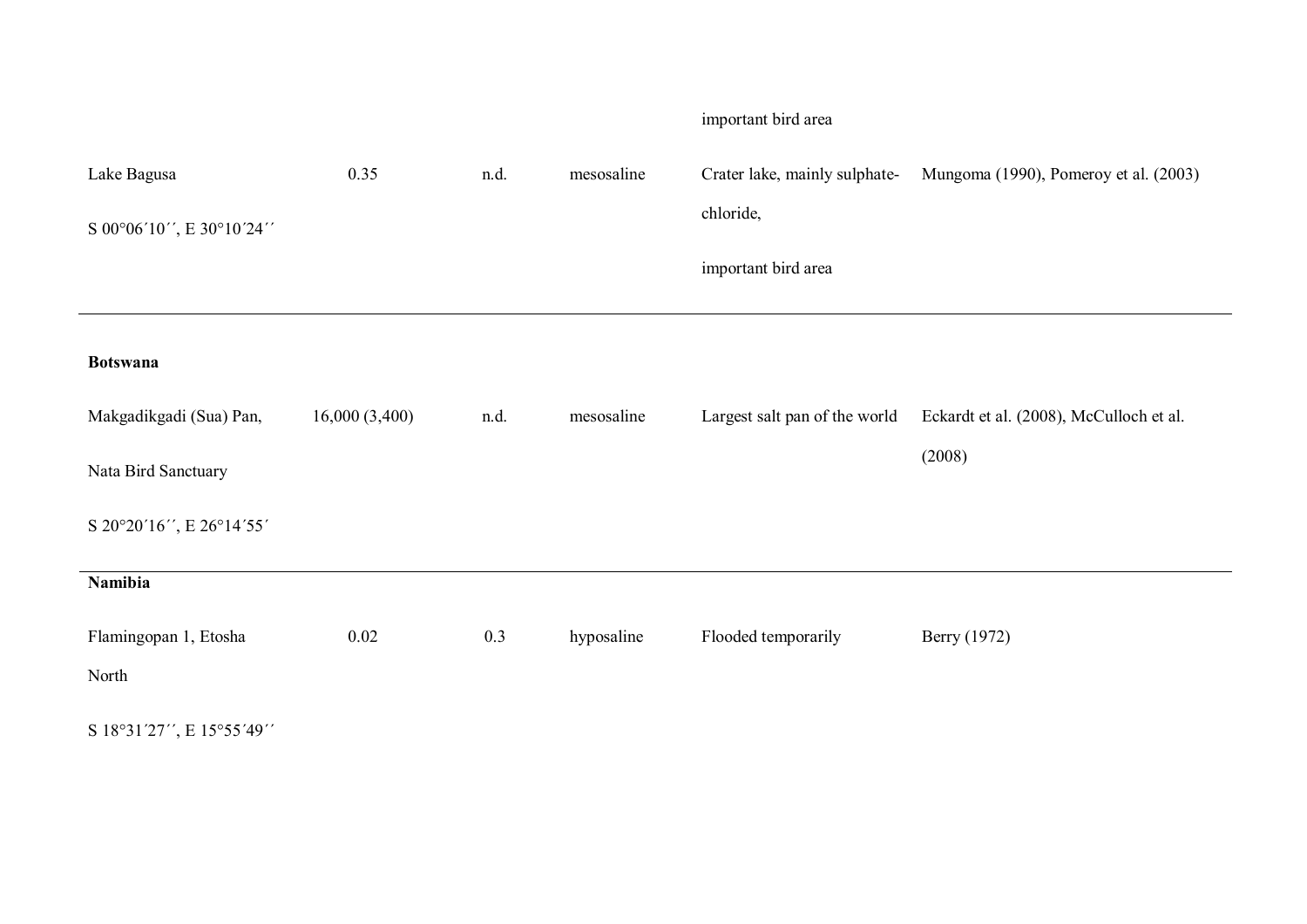| | | | | | |
|---|---|---|---|---|---|
| | | | | important bird area | |
| Lake Bagusa<br>S 00°06´10´´, E 30°10´24´´ | 0.35 | n.d. | mesosaline | Crater lake, mainly sulphate-chloride,<br>important bird area | Mungoma (1990), Pomeroy et al. (2003) |
| **Botswana** | | | | | |
| Makgadikgadi (Sua) Pan, Nata Bird Sanctuary<br>S 20°20´16´´, E 26°14´55´ | 16,000 (3,400) | n.d. | mesosaline | Largest salt pan of the world | Eckardt et al. (2008), McCulloch et al. (2008) |
| **Namibia** | | | | | |
| Flamingopan 1, Etosha North<br>S 18°31´27´´, E 15°55´49´´ | 0.02 | 0.3 | hyposaline | Flooded temporarily | Berry (1972) |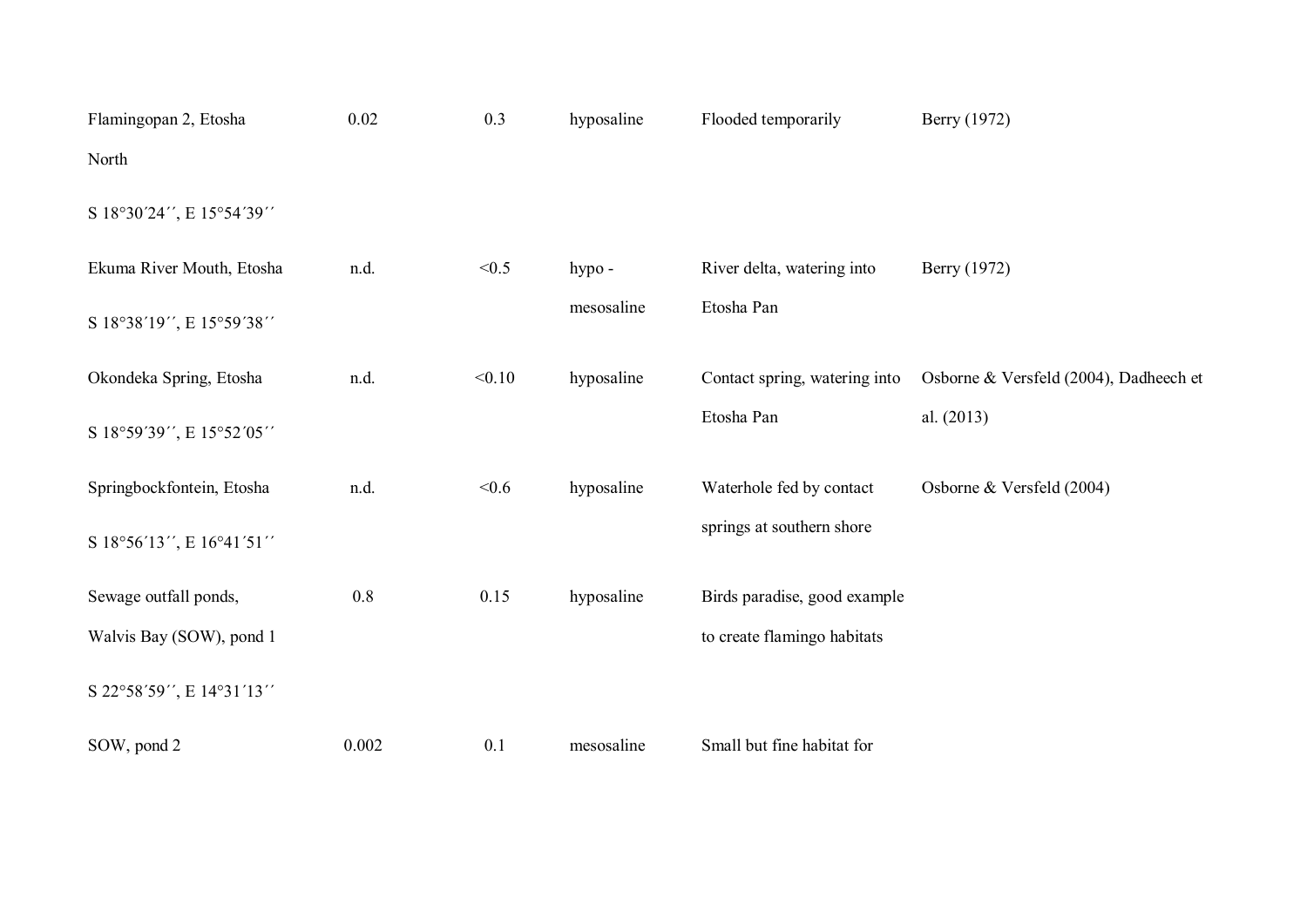| | | | | | |
|---|---|---|---|---|---|
| Flamingopan 2, Etosha North S 18°30´24´´, E 15°54´39´´ | 0.02 | 0.3 | hyposaline | Flooded temporarily | Berry (1972) |
| Ekuma River Mouth, Etosha S 18°38´19´´, E 15°59´38´´ | n.d. | <0.5 | hypo - mesosaline | River delta, watering into Etosha Pan | Berry (1972) |
| Okondeka Spring, Etosha S 18°59´39´´, E 15°52´05´´ | n.d. | <0.10 | hyposaline | Contact spring, watering into Etosha Pan | Osborne & Versfeld (2004), Dadheech et al. (2013) |
| Springbockfontein, Etosha S 18°56´13´´, E 16°41´51´´ | n.d. | <0.6 | hyposaline | Waterhole fed by contact springs at southern shore | Osborne & Versfeld (2004) |
| Sewage outfall ponds, Walvis Bay (SOW), pond 1 S 22°58´59´´, E 14°31´13´´ | 0.8 | 0.15 | hyposaline | Birds paradise, good example to create flamingo habitats | |
| SOW, pond 2 | 0.002 | 0.1 | mesosaline | Small but fine habitat for | |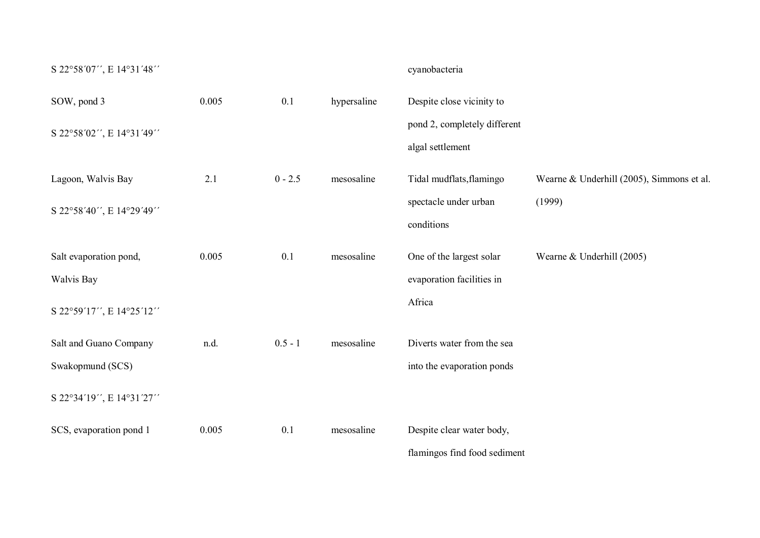| | | | | | |
|---|---|---|---|---|---|
| S 22°58´07´´, E 14°31´48´´ | | | | cyanobacteria | |
| SOW, pond 3<br><br>S 22°58´02´´, E 14°31´49´´ | 0.005 | 0.1 | hypersaline | Despite close vicinity to pond 2, completely different algal settlement | |
| Lagoon, Walvis Bay<br><br>S 22°58´40´´, E 14°29´49´´ | 2.1 | 0 - 2.5 | mesosaline | Tidal mudflats,flamingo spectacle under urban conditions | Wearne & Underhill (2005), Simmons et al. (1999) |
| Salt evaporation pond, Walvis Bay<br><br>S 22°59´17´´, E 14°25´12´´ | 0.005 | 0.1 | mesosaline | One of the largest solar evaporation facilities in Africa | Wearne & Underhill (2005) |
| Salt and Guano Company Swakopmund (SCS)<br><br>S 22°34´19´´, E 14°31´27´´ | n.d. | 0.5 - 1 | mesosaline | Diverts water from the sea into the evaporation ponds | |
| SCS, evaporation pond 1 | 0.005 | 0.1 | mesosaline | Despite clear water body, flamingos find food sediment | |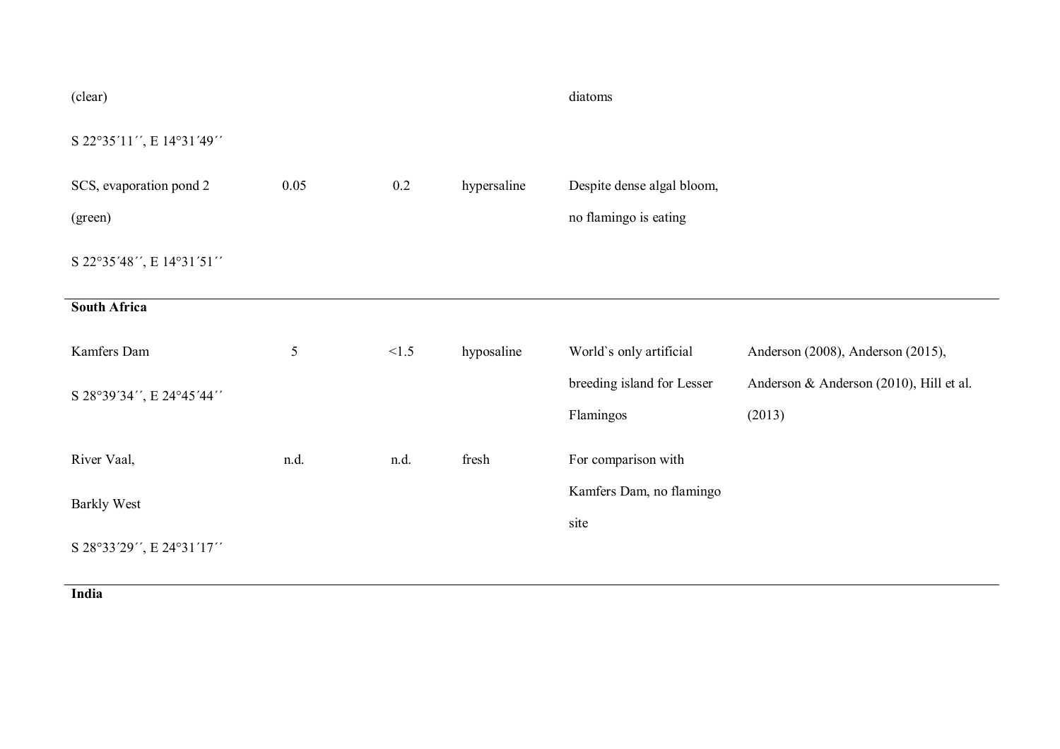| | | | | | |
|---|---|---|---|---|---|
| (clear) | | | | diatoms | |
| S 22°35´11´´, E 14°31´49´´ | | | | | |
| SCS, evaporation pond 2 (green) | 0.05 | 0.2 | hypersaline | Despite dense algal bloom, no flamingo is eating | |
| S 22°35´48´´, E 14°31´51´´ | | | | | |
| **South Africa** | | | | | |
| Kamfers Dam<br>S 28°39´34´´, E 24°45´44´´ | 5 | <1.5 | hyposaline | World`s only artificial breeding island for Lesser Flamingos | Anderson (2008), Anderson (2015), Anderson & Anderson (2010), Hill et al. (2013) |
| River Vaal,<br>Barkly West<br>S 28°33´29´´, E 24°31´17´´ | n.d. | n.d. | fresh | For comparison with Kamfers Dam, no flamingo site | |
| **India** | | | | | |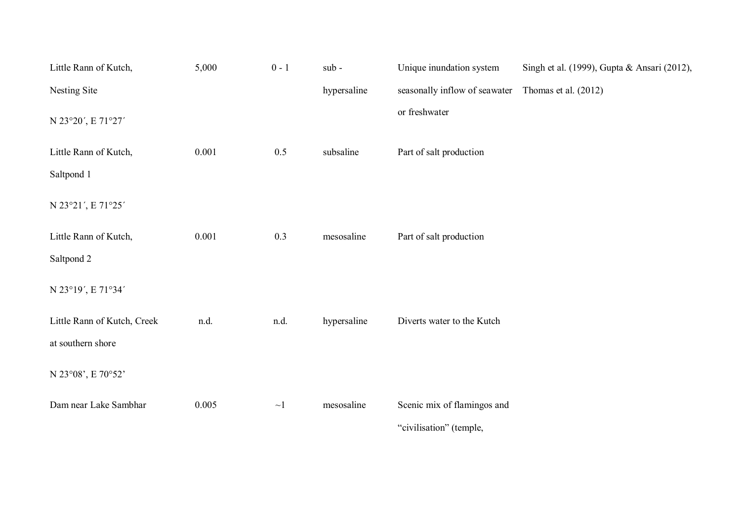| | | | | | |
|---|---|---|---|---|---|
| Little Rann of Kutch, Nesting Site N 23°20´, E 71°27´ | 5,000 | 0 - 1 | sub - hypersaline | Unique inundation system seasonally inflow of seawater or freshwater | Singh et al. (1999), Gupta & Ansari (2012), Thomas et al. (2012) |
| Little Rann of Kutch, Saltpond 1 N 23°21´, E 71°25´ | 0.001 | 0.5 | subsaline | Part of salt production | |
| Little Rann of Kutch, Saltpond 2 N 23°19´, E 71°34´ | 0.001 | 0.3 | mesosaline | Part of salt production | |
| Little Rann of Kutch, Creek at southern shore N 23°08’, E 70°52’ | n.d. | n.d. | hypersaline | Diverts water to the Kutch | |
| Dam near Lake Sambhar | 0.005 | ~1 | mesosaline | Scenic mix of flamingos and “civilisation” (temple, | |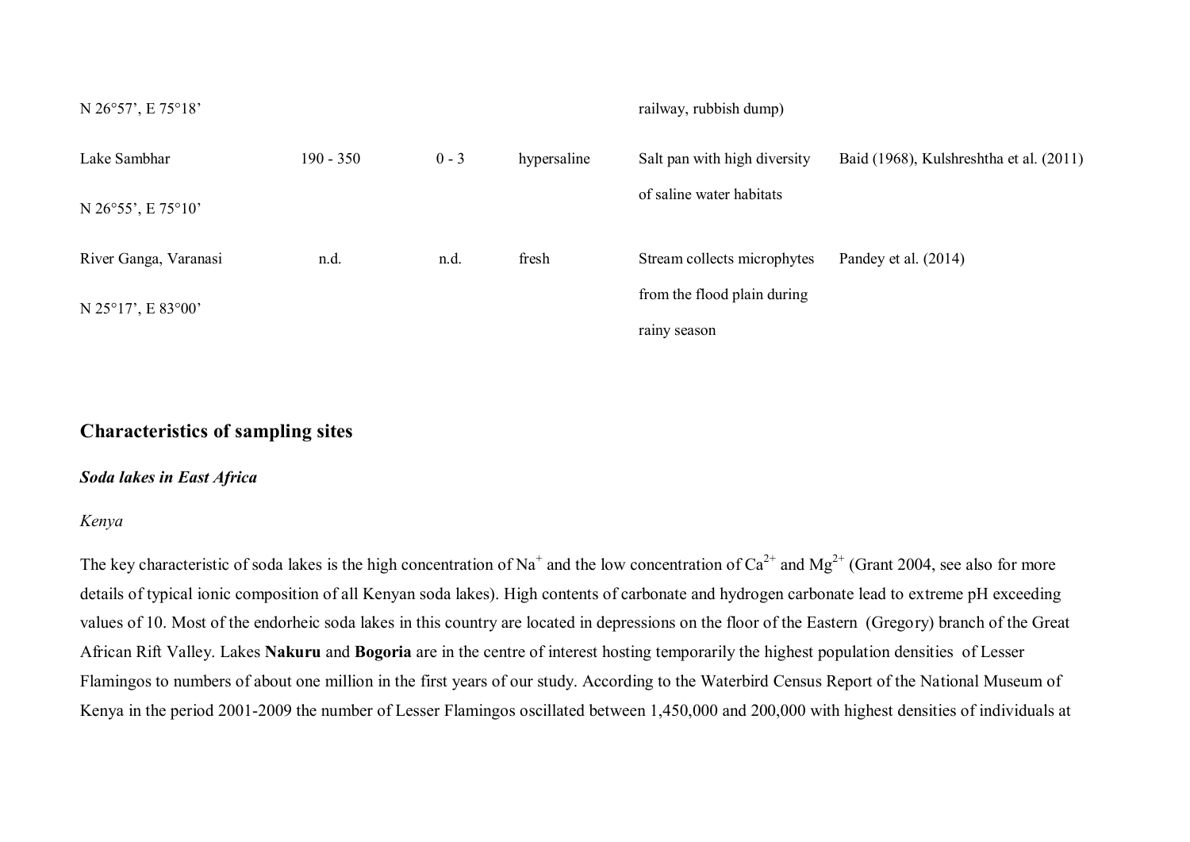| | | | | | |
|---|---|---|---|---|---|
| N 26°57', E 75°18' | | | | railway, rubbish dump) | |
| Lake Sambhar<br>N 26°55', E 75°10' | 190 - 350 | 0 - 3 | hypersaline | Salt pan with high diversity of saline water habitats | Baid (1968), Kulshreshtha et al. (2011) |
| River Ganga, Varanasi<br>N 25°17', E 83°00' | n.d. | n.d. | fresh | Stream collects microphytes from the flood plain during rainy season | Pandey et al. (2014) |

## Characteristics of sampling sites

### *Soda lakes in East Africa*

*Kenya*

The key characteristic of soda lakes is the high concentration of $Na^+$ and the low concentration of $Ca^{2+}$ and $Mg^{2+}$ (Grant 2004, see also for more details of typical ionic composition of all Kenyan soda lakes). High contents of carbonate and hydrogen carbonate lead to extreme pH exceeding values of 10. Most of the endorheic soda lakes in this country are located in depressions on the floor of the Eastern (Gregory) branch of the Great African Rift Valley. Lakes **Nakuru** and **Bogoria** are in the centre of interest hosting temporarily the highest population densities of Lesser Flamingos to numbers of about one million in the first years of our study. According to the Waterbird Census Report of the National Museum of Kenya in the period 2001-2009 the number of Lesser Flamingos oscillated between 1,450,000 and 200,000 with highest densities of individuals at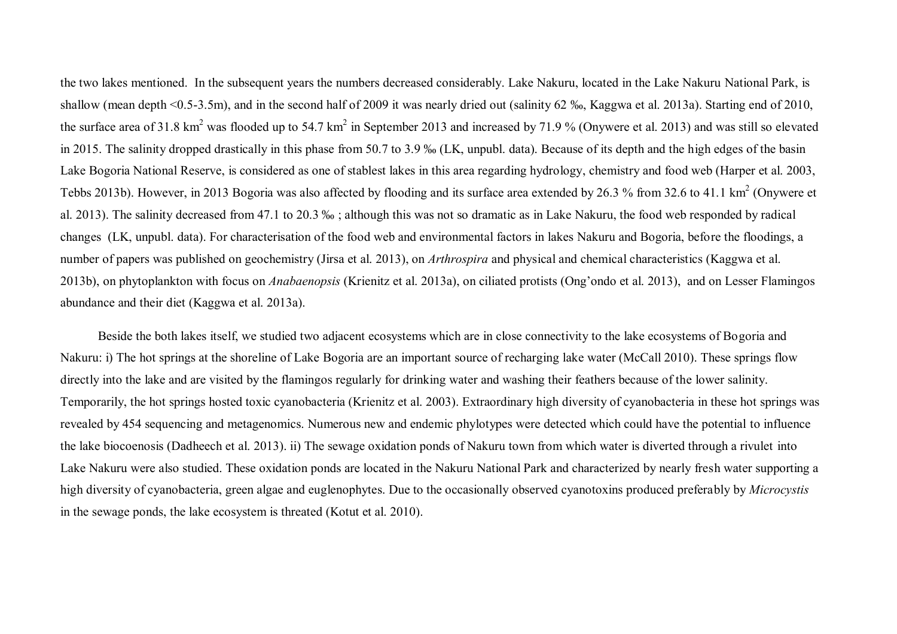the two lakes mentioned. In the subsequent years the numbers decreased considerably. Lake Nakuru, located in the Lake Nakuru National Park, is shallow (mean depth <0.5-3.5m), and in the second half of 2009 it was nearly dried out (salinity 62 ‰, Kaggwa et al. 2013a). Starting end of 2010, the surface area of 31.8 km$^2$ was flooded up to 54.7 km$^2$ in September 2013 and increased by 71.9 % (Onywere et al. 2013) and was still so elevated in 2015. The salinity dropped drastically in this phase from 50.7 to 3.9 ‰ (LK, unpubl. data). Because of its depth and the high edges of the basin Lake Bogoria National Reserve, is considered as one of stablest lakes in this area regarding hydrology, chemistry and food web (Harper et al. 2003, Tebbs 2013b). However, in 2013 Bogoria was also affected by flooding and its surface area extended by 26.3 % from 32.6 to 41.1 km$^2$ (Onywere et al. 2013). The salinity decreased from 47.1 to 20.3 ‰ ; although this was not so dramatic as in Lake Nakuru, the food web responded by radical changes (LK, unpubl. data). For characterisation of the food web and environmental factors in lakes Nakuru and Bogoria, before the floodings, a number of papers was published on geochemistry (Jirsa et al. 2013), on *Arthrospira* and physical and chemical characteristics (Kaggwa et al. 2013b), on phytoplankton with focus on *Anabaenopsis* (Krienitz et al. 2013a), on ciliated protists (Ong'ondo et al. 2013), and on Lesser Flamingos abundance and their diet (Kaggwa et al. 2013a).

Beside the both lakes itself, we studied two adjacent ecosystems which are in close connectivity to the lake ecosystems of Bogoria and Nakuru: i) The hot springs at the shoreline of Lake Bogoria are an important source of recharging lake water (McCall 2010). These springs flow directly into the lake and are visited by the flamingos regularly for drinking water and washing their feathers because of the lower salinity. Temporarily, the hot springs hosted toxic cyanobacteria (Krienitz et al. 2003). Extraordinary high diversity of cyanobacteria in these hot springs was revealed by 454 sequencing and metagenomics. Numerous new and endemic phylotypes were detected which could have the potential to influence the lake biocoenosis (Dadheech et al. 2013). ii) The sewage oxidation ponds of Nakuru town from which water is diverted through a rivulet into Lake Nakuru were also studied. These oxidation ponds are located in the Nakuru National Park and characterized by nearly fresh water supporting a high diversity of cyanobacteria, green algae and euglenophytes. Due to the occasionally observed cyanotoxins produced preferably by *Microcystis* in the sewage ponds, the lake ecosystem is threated (Kotut et al. 2010).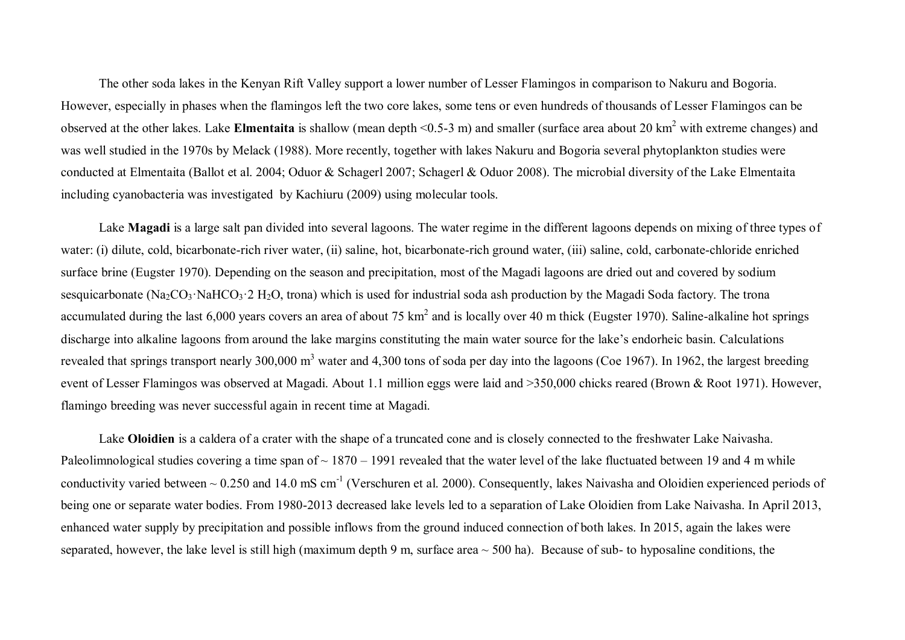The other soda lakes in the Kenyan Rift Valley support a lower number of Lesser Flamingos in comparison to Nakuru and Bogoria. However, especially in phases when the flamingos left the two core lakes, some tens or even hundreds of thousands of Lesser Flamingos can be observed at the other lakes. Lake **Elmentaita** is shallow (mean depth <0.5-3 m) and smaller (surface area about 20 km$^2$ with extreme changes) and was well studied in the 1970s by Melack (1988). More recently, together with lakes Nakuru and Bogoria several phytoplankton studies were conducted at Elmentaita (Ballot et al. 2004; Oduor & Schagerl 2007; Schagerl & Oduor 2008). The microbial diversity of the Lake Elmentaita including cyanobacteria was investigated by Kachiuru (2009) using molecular tools.

Lake **Magadi** is a large salt pan divided into several lagoons. The water regime in the different lagoons depends on mixing of three types of water: (i) dilute, cold, bicarbonate-rich river water, (ii) saline, hot, bicarbonate-rich ground water, (iii) saline, cold, carbonate-chloride enriched surface brine (Eugster 1970). Depending on the season and precipitation, most of the Magadi lagoons are dried out and covered by sodium sesquicarbonate ($Na_2CO_3 \cdot NaHCO_3 \cdot 2\ H_2O$, trona) which is used for industrial soda ash production by the Magadi Soda factory. The trona accumulated during the last 6,000 years covers an area of about 75 km$^2$ and is locally over 40 m thick (Eugster 1970). Saline-alkaline hot springs discharge into alkaline lagoons from around the lake margins constituting the main water source for the lake's endorheic basin. Calculations revealed that springs transport nearly 300,000 m$^3$ water and 4,300 tons of soda per day into the lagoons (Coe 1967). In 1962, the largest breeding event of Lesser Flamingos was observed at Magadi. About 1.1 million eggs were laid and >350,000 chicks reared (Brown & Root 1971). However, flamingo breeding was never successful again in recent time at Magadi.

Lake **Oloidien** is a caldera of a crater with the shape of a truncated cone and is closely connected to the freshwater Lake Naivasha. Paleolimnological studies covering a time span of ~ 1870 – 1991 revealed that the water level of the lake fluctuated between 19 and 4 m while conductivity varied between ~ 0.250 and 14.0 mS cm$^{-1}$ (Verschuren et al. 2000). Consequently, lakes Naivasha and Oloidien experienced periods of being one or separate water bodies. From 1980-2013 decreased lake levels led to a separation of Lake Oloidien from Lake Naivasha. In April 2013, enhanced water supply by precipitation and possible inflows from the ground induced connection of both lakes. In 2015, again the lakes were separated, however, the lake level is still high (maximum depth 9 m, surface area ~ 500 ha). Because of sub- to hyposaline conditions, the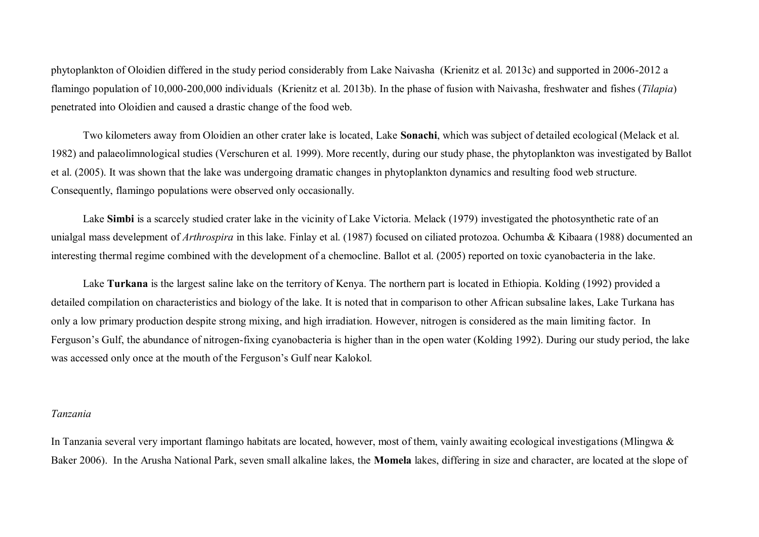phytoplankton of Oloidien differed in the study period considerably from Lake Naivasha (Krienitz et al. 2013c) and supported in 2006-2012 a flamingo population of 10,000-200,000 individuals (Krienitz et al. 2013b). In the phase of fusion with Naivasha, freshwater and fishes (*Tilapia*) penetrated into Oloidien and caused a drastic change of the food web.

Two kilometers away from Oloidien an other crater lake is located, Lake **Sonachi**, which was subject of detailed ecological (Melack et al. 1982) and palaeolimnological studies (Verschuren et al. 1999). More recently, during our study phase, the phytoplankton was investigated by Ballot et al. (2005). It was shown that the lake was undergoing dramatic changes in phytoplankton dynamics and resulting food web structure. Consequently, flamingo populations were observed only occasionally.

Lake **Simbi** is a scarcely studied crater lake in the vicinity of Lake Victoria. Melack (1979) investigated the photosynthetic rate of an unialgal mass develepment of *Arthrospira* in this lake. Finlay et al. (1987) focused on ciliated protozoa. Ochumba & Kibaara (1988) documented an interesting thermal regime combined with the development of a chemocline. Ballot et al. (2005) reported on toxic cyanobacteria in the lake.

Lake **Turkana** is the largest saline lake on the territory of Kenya. The northern part is located in Ethiopia. Kolding (1992) provided a detailed compilation on characteristics and biology of the lake. It is noted that in comparison to other African subsaline lakes, Lake Turkana has only a low primary production despite strong mixing, and high irradiation. However, nitrogen is considered as the main limiting factor. In Ferguson's Gulf, the abundance of nitrogen-fixing cyanobacteria is higher than in the open water (Kolding 1992). During our study period, the lake was accessed only once at the mouth of the Ferguson's Gulf near Kalokol.

*Tanzania*

In Tanzania several very important flamingo habitats are located, however, most of them, vainly awaiting ecological investigations (Mlingwa & Baker 2006). In the Arusha National Park, seven small alkaline lakes, the **Momela** lakes, differing in size and character, are located at the slope of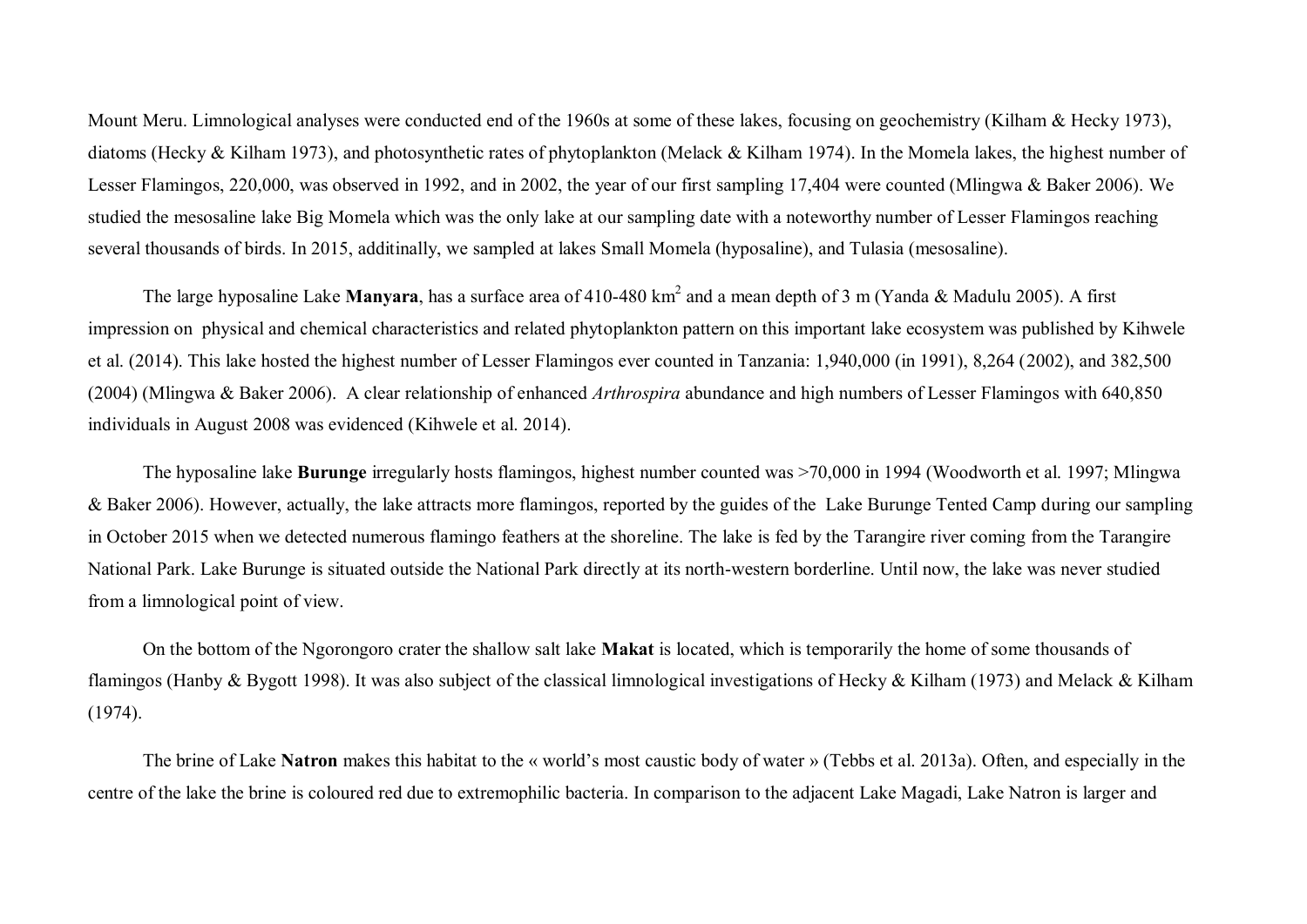Mount Meru. Limnological analyses were conducted end of the 1960s at some of these lakes, focusing on geochemistry (Kilham & Hecky 1973), diatoms (Hecky & Kilham 1973), and photosynthetic rates of phytoplankton (Melack & Kilham 1974). In the Momela lakes, the highest number of Lesser Flamingos, 220,000, was observed in 1992, and in 2002, the year of our first sampling 17,404 were counted (Mlingwa & Baker 2006). We studied the mesosaline lake Big Momela which was the only lake at our sampling date with a noteworthy number of Lesser Flamingos reaching several thousands of birds. In 2015, additinally, we sampled at lakes Small Momela (hyposaline), and Tulasia (mesosaline).

The large hyposaline Lake **Manyara**, has a surface area of 410-480 km$^2$ and a mean depth of 3 m (Yanda & Madulu 2005). A first impression on physical and chemical characteristics and related phytoplankton pattern on this important lake ecosystem was published by Kihwele et al. (2014). This lake hosted the highest number of Lesser Flamingos ever counted in Tanzania: 1,940,000 (in 1991), 8,264 (2002), and 382,500 (2004) (Mlingwa & Baker 2006). A clear relationship of enhanced *Arthrospira* abundance and high numbers of Lesser Flamingos with 640,850 individuals in August 2008 was evidenced (Kihwele et al. 2014).

The hyposaline lake **Burunge** irregularly hosts flamingos, highest number counted was >70,000 in 1994 (Woodworth et al. 1997; Mlingwa & Baker 2006). However, actually, the lake attracts more flamingos, reported by the guides of the Lake Burunge Tented Camp during our sampling in October 2015 when we detected numerous flamingo feathers at the shoreline. The lake is fed by the Tarangire river coming from the Tarangire National Park. Lake Burunge is situated outside the National Park directly at its north-western borderline. Until now, the lake was never studied from a limnological point of view.

On the bottom of the Ngorongoro crater the shallow salt lake **Makat** is located, which is temporarily the home of some thousands of flamingos (Hanby & Bygott 1998). It was also subject of the classical limnological investigations of Hecky & Kilham (1973) and Melack & Kilham (1974).

The brine of Lake **Natron** makes this habitat to the « world's most caustic body of water » (Tebbs et al. 2013a). Often, and especially in the centre of the lake the brine is coloured red due to extremophilic bacteria. In comparison to the adjacent Lake Magadi, Lake Natron is larger and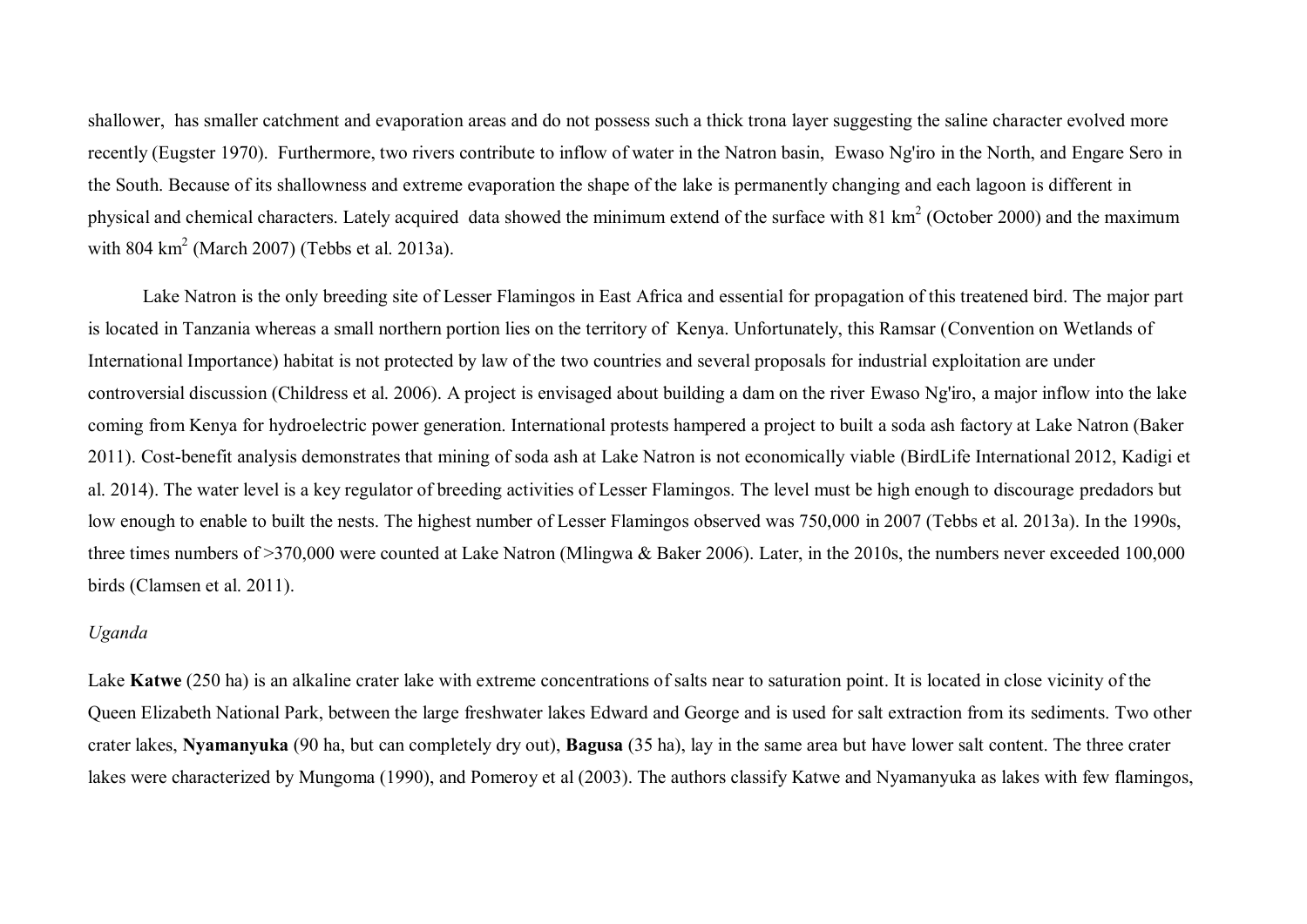shallower, has smaller catchment and evaporation areas and do not possess such a thick trona layer suggesting the saline character evolved more recently (Eugster 1970). Furthermore, two rivers contribute to inflow of water in the Natron basin, Ewaso Ng'iro in the North, and Engare Sero in the South. Because of its shallowness and extreme evaporation the shape of the lake is permanently changing and each lagoon is different in physical and chemical characters. Lately acquired data showed the minimum extend of the surface with 81 km$^2$ (October 2000) and the maximum with 804 km$^2$ (March 2007) (Tebbs et al. 2013a).

Lake Natron is the only breeding site of Lesser Flamingos in East Africa and essential for propagation of this treatened bird. The major part is located in Tanzania whereas a small northern portion lies on the territory of Kenya. Unfortunately, this Ramsar (Convention on Wetlands of International Importance) habitat is not protected by law of the two countries and several proposals for industrial exploitation are under controversial discussion (Childress et al. 2006). A project is envisaged about building a dam on the river Ewaso Ng'iro, a major inflow into the lake coming from Kenya for hydroelectric power generation. International protests hampered a project to built a soda ash factory at Lake Natron (Baker 2011). Cost-benefit analysis demonstrates that mining of soda ash at Lake Natron is not economically viable (BirdLife International 2012, Kadigi et al. 2014). The water level is a key regulator of breeding activities of Lesser Flamingos. The level must be high enough to discourage predadors but low enough to enable to built the nests. The highest number of Lesser Flamingos observed was 750,000 in 2007 (Tebbs et al. 2013a). In the 1990s, three times numbers of >370,000 were counted at Lake Natron (Mlingwa & Baker 2006). Later, in the 2010s, the numbers never exceeded 100,000 birds (Clamsen et al. 2011).

*Uganda*

Lake **Katwe** (250 ha) is an alkaline crater lake with extreme concentrations of salts near to saturation point. It is located in close vicinity of the Queen Elizabeth National Park, between the large freshwater lakes Edward and George and is used for salt extraction from its sediments. Two other crater lakes, **Nyamanyuka** (90 ha, but can completely dry out), **Bagusa** (35 ha), lay in the same area but have lower salt content. The three crater lakes were characterized by Mungoma (1990), and Pomeroy et al (2003). The authors classify Katwe and Nyamanyuka as lakes with few flamingos,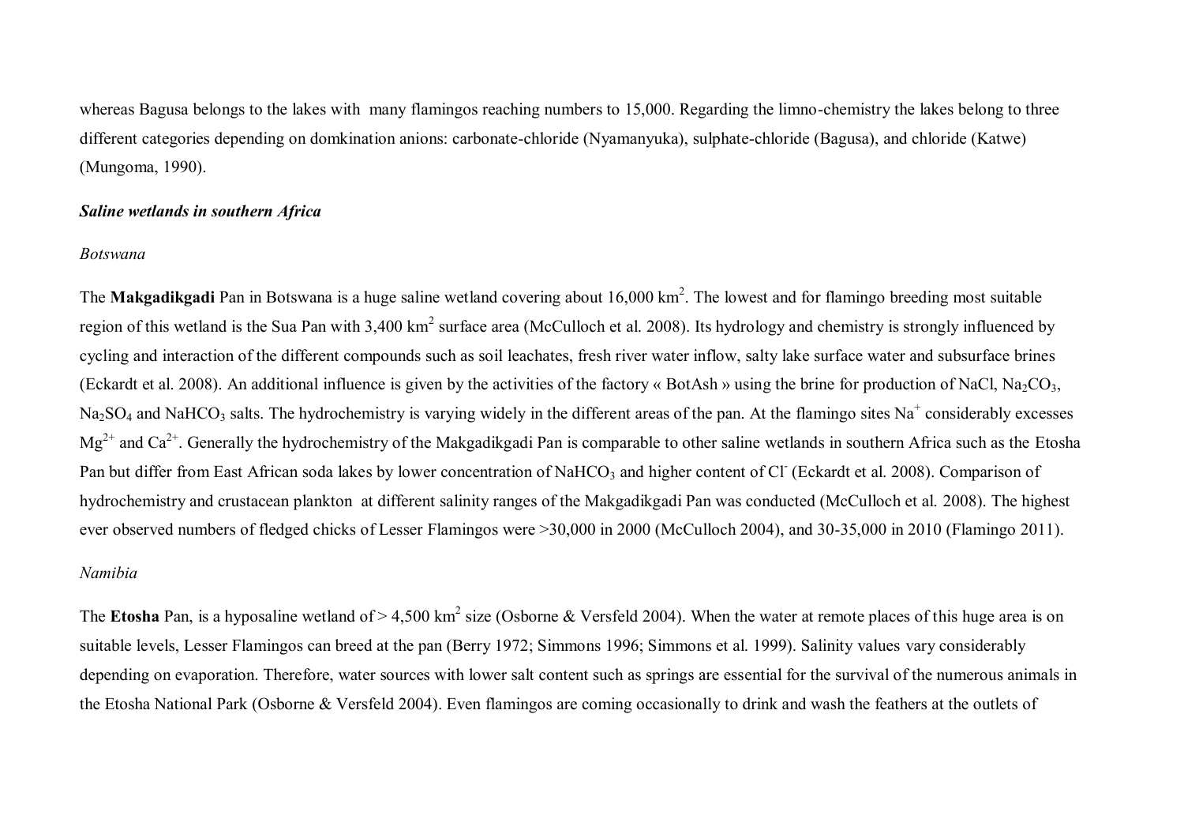whereas Bagusa belongs to the lakes with many flamingos reaching numbers to 15,000. Regarding the limno-chemistry the lakes belong to three different categories depending on domkination anions: carbonate-chloride (Nyamanyuka), sulphate-chloride (Bagusa), and chloride (Katwe) (Mungoma, 1990).

### *Saline wetlands in southern Africa*

*Botswana*

The **Makgadikgadi** Pan in Botswana is a huge saline wetland covering about 16,000 km$^2$. The lowest and for flamingo breeding most suitable region of this wetland is the Sua Pan with 3,400 km$^2$ surface area (McCulloch et al. 2008). Its hydrology and chemistry is strongly influenced by cycling and interaction of the different compounds such as soil leachates, fresh river water inflow, salty lake surface water and subsurface brines (Eckardt et al. 2008). An additional influence is given by the activities of the factory « BotAsh » using the brine for production of $NaCl$, $Na_2CO_3$, $Na_2SO_4$ and $NaHCO_3$ salts. The hydrochemistry is varying widely in the different areas of the pan. At the flamingo sites $Na^+$ considerably excesses $Mg^{2+}$ and $Ca^{2+}$. Generally the hydrochemistry of the Makgadikgadi Pan is comparable to other saline wetlands in southern Africa such as the Etosha Pan but differ from East African soda lakes by lower concentration of $NaHCO_3$ and higher content of $Cl^-$ (Eckardt et al. 2008). Comparison of hydrochemistry and crustacean plankton at different salinity ranges of the Makgadikgadi Pan was conducted (McCulloch et al. 2008). The highest ever observed numbers of fledged chicks of Lesser Flamingos were >30,000 in 2000 (McCulloch 2004), and 30-35,000 in 2010 (Flamingo 2011).

*Namibia*

The **Etosha** Pan, is a hyposaline wetland of > 4,500 km$^2$ size (Osborne & Versfeld 2004). When the water at remote places of this huge area is on suitable levels, Lesser Flamingos can breed at the pan (Berry 1972; Simmons 1996; Simmons et al. 1999). Salinity values vary considerably depending on evaporation. Therefore, water sources with lower salt content such as springs are essential for the survival of the numerous animals in the Etosha National Park (Osborne & Versfeld 2004). Even flamingos are coming occasionally to drink and wash the feathers at the outlets of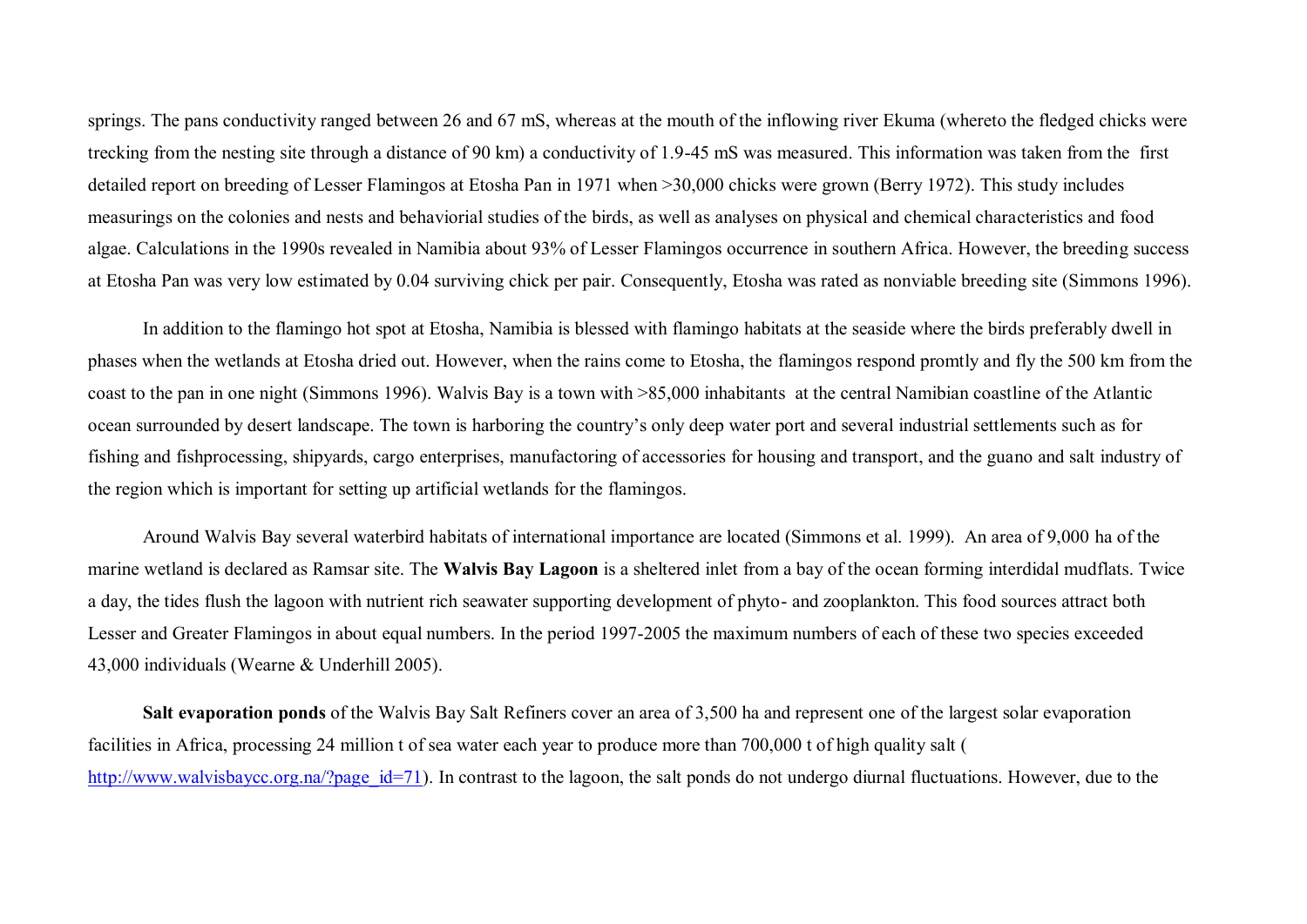springs. The pans conductivity ranged between 26 and 67 mS, whereas at the mouth of the inflowing river Ekuma (whereto the fledged chicks were trecking from the nesting site through a distance of 90 km) a conductivity of 1.9-45 mS was measured. This information was taken from the first detailed report on breeding of Lesser Flamingos at Etosha Pan in 1971 when >30,000 chicks were grown (Berry 1972). This study includes measurings on the colonies and nests and behaviorial studies of the birds, as well as analyses on physical and chemical characteristics and food algae. Calculations in the 1990s revealed in Namibia about 93% of Lesser Flamingos occurrence in southern Africa. However, the breeding success at Etosha Pan was very low estimated by 0.04 surviving chick per pair. Consequently, Etosha was rated as nonviable breeding site (Simmons 1996).

In addition to the flamingo hot spot at Etosha, Namibia is blessed with flamingo habitats at the seaside where the birds preferably dwell in phases when the wetlands at Etosha dried out. However, when the rains come to Etosha, the flamingos respond promtly and fly the 500 km from the coast to the pan in one night (Simmons 1996). Walvis Bay is a town with >85,000 inhabitants at the central Namibian coastline of the Atlantic ocean surrounded by desert landscape. The town is harboring the country's only deep water port and several industrial settlements such as for fishing and fishprocessing, shipyards, cargo enterprises, manufactoring of accessories for housing and transport, and the guano and salt industry of the region which is important for setting up artificial wetlands for the flamingos.

Around Walvis Bay several waterbird habitats of international importance are located (Simmons et al. 1999). An area of 9,000 ha of the marine wetland is declared as Ramsar site. The **Walvis Bay Lagoon** is a sheltered inlet from a bay of the ocean forming interdidal mudflats. Twice a day, the tides flush the lagoon with nutrient rich seawater supporting development of phyto- and zooplankton. This food sources attract both Lesser and Greater Flamingos in about equal numbers. In the period 1997-2005 the maximum numbers of each of these two species exceeded 43,000 individuals (Wearne & Underhill 2005).

**Salt evaporation ponds** of the Walvis Bay Salt Refiners cover an area of 3,500 ha and represent one of the largest solar evaporation facilities in Africa, processing 24 million t of sea water each year to produce more than 700,000 t of high quality salt ( http://www.walvisbaycc.org.na/?page_id=71). In contrast to the lagoon, the salt ponds do not undergo diurnal fluctuations. However, due to the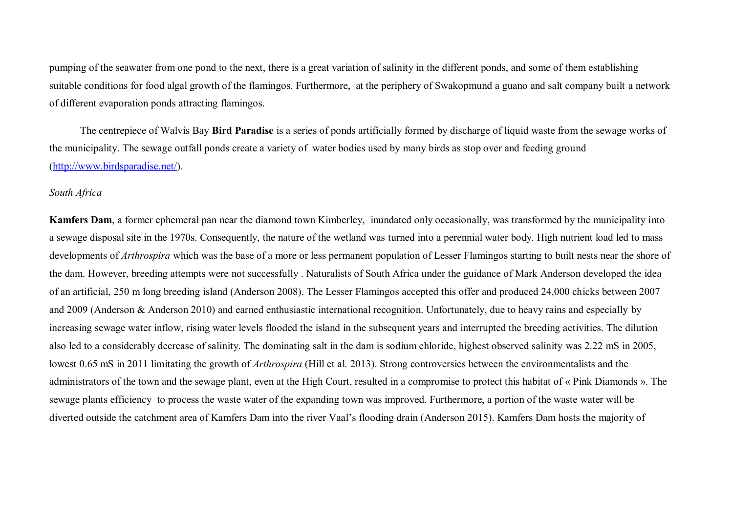pumping of the seawater from one pond to the next, there is a great variation of salinity in the different ponds, and some of them establishing suitable conditions for food algal growth of the flamingos. Furthermore, at the periphery of Swakopmund a guano and salt company built a network of different evaporation ponds attracting flamingos.

The centrepiece of Walvis Bay **Bird Paradise** is a series of ponds artificially formed by discharge of liquid waste from the sewage works of the municipality. The sewage outfall ponds create a variety of water bodies used by many birds as stop over and feeding ground (http://www.birdsparadise.net/).

*South Africa*

**Kamfers Dam**, a former ephemeral pan near the diamond town Kimberley, inundated only occasionally, was transformed by the municipality into a sewage disposal site in the 1970s. Consequently, the nature of the wetland was turned into a perennial water body. High nutrient load led to mass developments of *Arthrospira* which was the base of a more or less permanent population of Lesser Flamingos starting to built nests near the shore of the dam. However, breeding attempts were not successfully . Naturalists of South Africa under the guidance of Mark Anderson developed the idea of an artificial, 250 m long breeding island (Anderson 2008). The Lesser Flamingos accepted this offer and produced 24,000 chicks between 2007 and 2009 (Anderson & Anderson 2010) and earned enthusiastic international recognition. Unfortunately, due to heavy rains and especially by increasing sewage water inflow, rising water levels flooded the island in the subsequent years and interrupted the breeding activities. The dilution also led to a considerably decrease of salinity. The dominating salt in the dam is sodium chloride, highest observed salinity was 2.22 mS in 2005, lowest 0.65 mS in 2011 limitating the growth of *Arthrospira* (Hill et al. 2013). Strong controversies between the environmentalists and the administrators of the town and the sewage plant, even at the High Court, resulted in a compromise to protect this habitat of « Pink Diamonds ». The sewage plants efficiency to process the waste water of the expanding town was improved. Furthermore, a portion of the waste water will be diverted outside the catchment area of Kamfers Dam into the river Vaal's flooding drain (Anderson 2015). Kamfers Dam hosts the majority of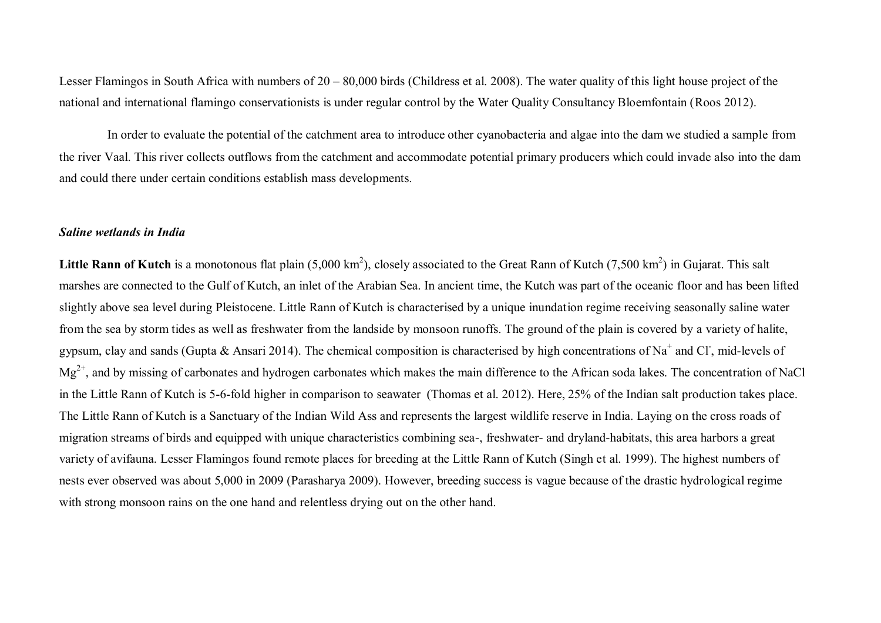Lesser Flamingos in South Africa with numbers of 20 – 80,000 birds (Childress et al. 2008). The water quality of this light house project of the national and international flamingo conservationists is under regular control by the Water Quality Consultancy Bloemfontain (Roos 2012).

In order to evaluate the potential of the catchment area to introduce other cyanobacteria and algae into the dam we studied a sample from the river Vaal. This river collects outflows from the catchment and accommodate potential primary producers which could invade also into the dam and could there under certain conditions establish mass developments.

### *Saline wetlands in India*

**Little Rann of Kutch** is a monotonous flat plain (5,000 $km^2$), closely associated to the Great Rann of Kutch (7,500 $km^2$) in Gujarat. This salt marshes are connected to the Gulf of Kutch, an inlet of the Arabian Sea. In ancient time, the Kutch was part of the oceanic floor and has been lifted slightly above sea level during Pleistocene. Little Rann of Kutch is characterised by a unique inundation regime receiving seasonally saline water from the sea by storm tides as well as freshwater from the landside by monsoon runoffs. The ground of the plain is covered by a variety of halite, gypsum, clay and sands (Gupta & Ansari 2014). The chemical composition is characterised by high concentrations of $Na^+$ and $Cl^-$, mid-levels of $Mg^{2+}$, and by missing of carbonates and hydrogen carbonates which makes the main difference to the African soda lakes. The concentration of NaCl in the Little Rann of Kutch is 5-6-fold higher in comparison to seawater (Thomas et al. 2012). Here, 25% of the Indian salt production takes place. The Little Rann of Kutch is a Sanctuary of the Indian Wild Ass and represents the largest wildlife reserve in India. Laying on the cross roads of migration streams of birds and equipped with unique characteristics combining sea-, freshwater- and dryland-habitats, this area harbors a great variety of avifauna. Lesser Flamingos found remote places for breeding at the Little Rann of Kutch (Singh et al. 1999). The highest numbers of nests ever observed was about 5,000 in 2009 (Parasharya 2009). However, breeding success is vague because of the drastic hydrological regime with strong monsoon rains on the one hand and relentless drying out on the other hand.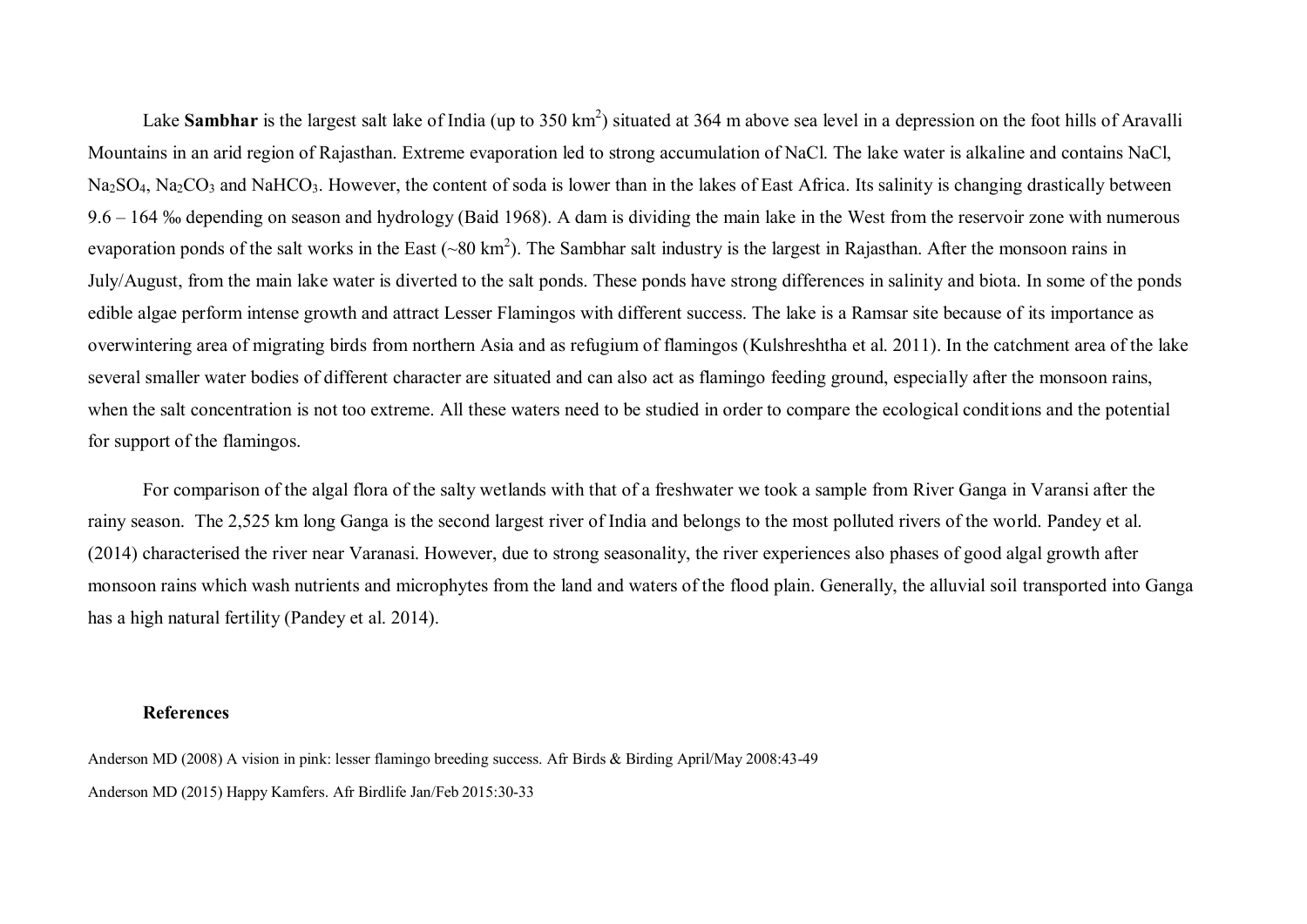Lake **Sambhar** is the largest salt lake of India (up to 350 $km^2$) situated at 364 m above sea level in a depression on the foot hills of Aravalli Mountains in an arid region of Rajasthan. Extreme evaporation led to strong accumulation of NaCl. The lake water is alkaline and contains NaCl, $Na_2SO_4$, $Na_2CO_3$ and $NaHCO_3$. However, the content of soda is lower than in the lakes of East Africa. Its salinity is changing drastically between 9.6 – 164 ‰ depending on season and hydrology (Baid 1968). A dam is dividing the main lake in the West from the reservoir zone with numerous evaporation ponds of the salt works in the East (~80 $km^2$). The Sambhar salt industry is the largest in Rajasthan. After the monsoon rains in July/August, from the main lake water is diverted to the salt ponds. These ponds have strong differences in salinity and biota. In some of the ponds edible algae perform intense growth and attract Lesser Flamingos with different success. The lake is a Ramsar site because of its importance as overwintering area of migrating birds from northern Asia and as refugium of flamingos (Kulshreshtha et al. 2011). In the catchment area of the lake several smaller water bodies of different character are situated and can also act as flamingo feeding ground, especially after the monsoon rains, when the salt concentration is not too extreme. All these waters need to be studied in order to compare the ecological conditions and the potential for support of the flamingos.

For comparison of the algal flora of the salty wetlands with that of a freshwater we took a sample from River Ganga in Varansi after the rainy season. The 2,525 km long Ganga is the second largest river of India and belongs to the most polluted rivers of the world. Pandey et al. (2014) characterised the river near Varanasi. However, due to strong seasonality, the river experiences also phases of good algal growth after monsoon rains which wash nutrients and microphytes from the land and waters of the flood plain. Generally, the alluvial soil transported into Ganga has a high natural fertility (Pandey et al. 2014).

## References

Anderson MD (2008) A vision in pink: lesser flamingo breeding success. Afr Birds & Birding April/May 2008:43-49

Anderson MD (2015) Happy Kamfers. Afr Birdlife Jan/Feb 2015:30-33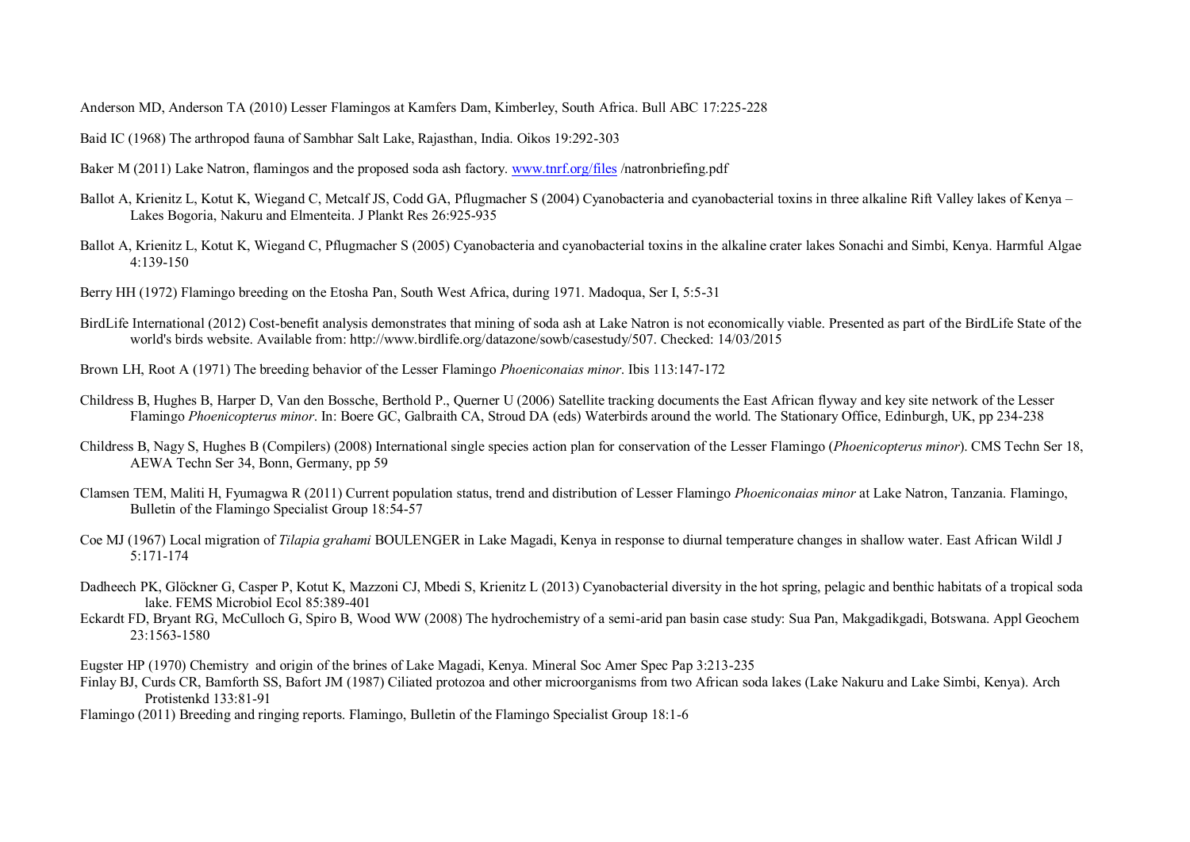Anderson MD, Anderson TA (2010) Lesser Flamingos at Kamfers Dam, Kimberley, South Africa. Bull ABC 17:225-228

Baid IC (1968) The arthropod fauna of Sambhar Salt Lake, Rajasthan, India. Oikos 19:292-303

Baker M (2011) Lake Natron, flamingos and the proposed soda ash factory. www.tnrf.org/files /natronbriefing.pdf

Ballot A, Krienitz L, Kotut K, Wiegand C, Metcalf JS, Codd GA, Pflugmacher S (2004) Cyanobacteria and cyanobacterial toxins in three alkaline Rift Valley lakes of Kenya – Lakes Bogoria, Nakuru and Elmenteita. J Plankt Res 26:925-935

Ballot A, Krienitz L, Kotut K, Wiegand C, Pflugmacher S (2005) Cyanobacteria and cyanobacterial toxins in the alkaline crater lakes Sonachi and Simbi, Kenya. Harmful Algae 4:139-150

Berry HH (1972) Flamingo breeding on the Etosha Pan, South West Africa, during 1971. Madoqua, Ser I, 5:5-31

BirdLife International (2012) Cost-benefit analysis demonstrates that mining of soda ash at Lake Natron is not economically viable. Presented as part of the BirdLife State of the world's birds website. Available from: http://www.birdlife.org/datazone/sowb/casestudy/507. Checked: 14/03/2015

Brown LH, Root A (1971) The breeding behavior of the Lesser Flamingo *Phoeniconaias minor*. Ibis 113:147-172

Childress B, Hughes B, Harper D, Van den Bossche, Berthold P., Querner U (2006) Satellite tracking documents the East African flyway and key site network of the Lesser Flamingo *Phoenicopterus minor*. In: Boere GC, Galbraith CA, Stroud DA (eds) Waterbirds around the world. The Stationary Office, Edinburgh, UK, pp 234-238

Childress B, Nagy S, Hughes B (Compilers) (2008) International single species action plan for conservation of the Lesser Flamingo (*Phoenicopterus minor*). CMS Techn Ser 18, AEWA Techn Ser 34, Bonn, Germany, pp 59

Clamsen TEM, Maliti H, Fyumagwa R (2011) Current population status, trend and distribution of Lesser Flamingo *Phoeniconaias minor* at Lake Natron, Tanzania. Flamingo, Bulletin of the Flamingo Specialist Group 18:54-57

Coe MJ (1967) Local migration of *Tilapia grahami* BOULENGER in Lake Magadi, Kenya in response to diurnal temperature changes in shallow water. East African Wildl J 5:171-174

Dadheech PK, Glöckner G, Casper P, Kotut K, Mazzoni CJ, Mbedi S, Krienitz L (2013) Cyanobacterial diversity in the hot spring, pelagic and benthic habitats of a tropical soda lake. FEMS Microbiol Ecol 85:389-401

Eckardt FD, Bryant RG, McCulloch G, Spiro B, Wood WW (2008) The hydrochemistry of a semi-arid pan basin case study: Sua Pan, Makgadikgadi, Botswana. Appl Geochem 23:1563-1580

Eugster HP (1970) Chemistry and origin of the brines of Lake Magadi, Kenya. Mineral Soc Amer Spec Pap 3:213-235

Finlay BJ, Curds CR, Bamforth SS, Bafort JM (1987) Ciliated protozoa and other microorganisms from two African soda lakes (Lake Nakuru and Lake Simbi, Kenya). Arch Protistenkd 133:81-91

Flamingo (2011) Breeding and ringing reports. Flamingo, Bulletin of the Flamingo Specialist Group 18:1-6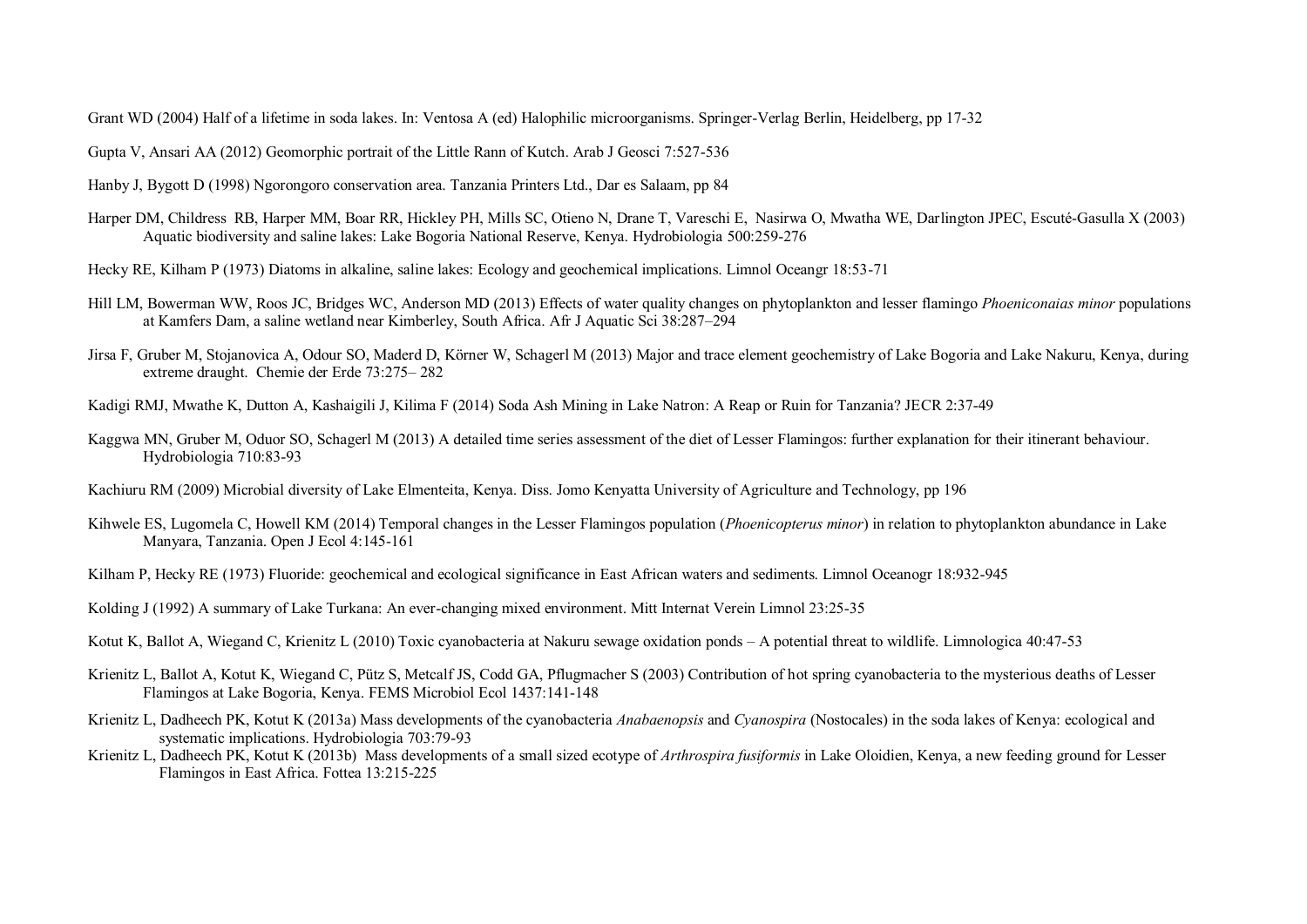Grant WD (2004) Half of a lifetime in soda lakes. In: Ventosa A (ed) Halophilic microorganisms. Springer-Verlag Berlin, Heidelberg, pp 17-32

Gupta V, Ansari AA (2012) Geomorphic portrait of the Little Rann of Kutch. Arab J Geosci 7:527-536

Hanby J, Bygott D (1998) Ngorongoro conservation area. Tanzania Printers Ltd., Dar es Salaam, pp 84

Harper DM, Childress RB, Harper MM, Boar RR, Hickley PH, Mills SC, Otieno N, Drane T, Vareschi E, Nasirwa O, Mwatha WE, Darlington JPEC, Escuté-Gasulla X (2003) Aquatic biodiversity and saline lakes: Lake Bogoria National Reserve, Kenya. Hydrobiologia 500:259-276

Hecky RE, Kilham P (1973) Diatoms in alkaline, saline lakes: Ecology and geochemical implications. Limnol Oceangr 18:53-71

Hill LM, Bowerman WW, Roos JC, Bridges WC, Anderson MD (2013) Effects of water quality changes on phytoplankton and lesser flamingo *Phoeniconaias minor* populations at Kamfers Dam, a saline wetland near Kimberley, South Africa. Afr J Aquatic Sci 38:287–294

Jirsa F, Gruber M, Stojanovica A, Odour SO, Maderd D, Körner W, Schagerl M (2013) Major and trace element geochemistry of Lake Bogoria and Lake Nakuru, Kenya, during extreme draught. Chemie der Erde 73:275– 282

Kadigi RMJ, Mwathe K, Dutton A, Kashaigili J, Kilima F (2014) Soda Ash Mining in Lake Natron: A Reap or Ruin for Tanzania? JECR 2:37-49

Kaggwa MN, Gruber M, Oduor SO, Schagerl M (2013) A detailed time series assessment of the diet of Lesser Flamingos: further explanation for their itinerant behaviour. Hydrobiologia 710:83-93

Kachiuru RM (2009) Microbial diversity of Lake Elmenteita, Kenya. Diss. Jomo Kenyatta University of Agriculture and Technology, pp 196

Kihwele ES, Lugomela C, Howell KM (2014) Temporal changes in the Lesser Flamingos population (*Phoenicopterus minor*) in relation to phytoplankton abundance in Lake Manyara, Tanzania. Open J Ecol 4:145-161

Kilham P, Hecky RE (1973) Fluoride: geochemical and ecological significance in East African waters and sediments. Limnol Oceanogr 18:932-945

Kolding J (1992) A summary of Lake Turkana: An ever-changing mixed environment. Mitt Internat Verein Limnol 23:25-35

Kotut K, Ballot A, Wiegand C, Krienitz L (2010) Toxic cyanobacteria at Nakuru sewage oxidation ponds – A potential threat to wildlife. Limnologica 40:47-53

Krienitz L, Ballot A, Kotut K, Wiegand C, Pütz S, Metcalf JS, Codd GA, Pflugmacher S (2003) Contribution of hot spring cyanobacteria to the mysterious deaths of Lesser Flamingos at Lake Bogoria, Kenya. FEMS Microbiol Ecol 1437:141-148

Krienitz L, Dadheech PK, Kotut K (2013a) Mass developments of the cyanobacteria *Anabaenopsis* and *Cyanospira* (Nostocales) in the soda lakes of Kenya: ecological and systematic implications. Hydrobiologia 703:79-93

Krienitz L, Dadheech PK, Kotut K (2013b) Mass developments of a small sized ecotype of *Arthrospira fusiformis* in Lake Oloidien, Kenya, a new feeding ground for Lesser Flamingos in East Africa. Fottea 13:215-225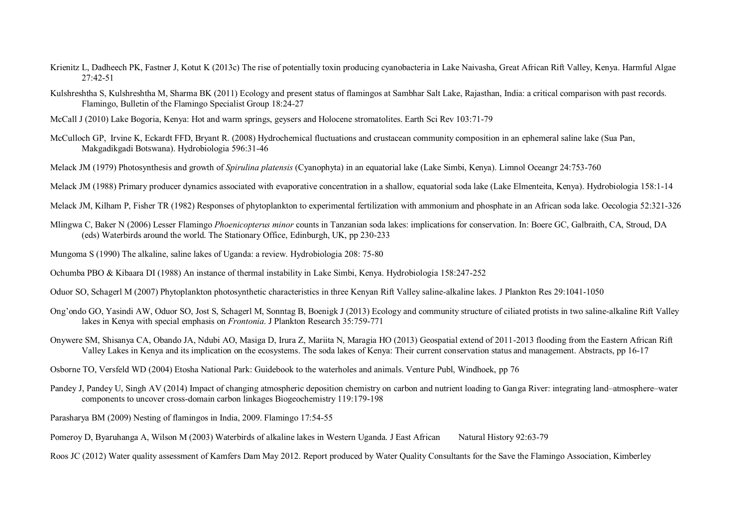Krienitz L, Dadheech PK, Fastner J, Kotut K (2013c) The rise of potentially toxin producing cyanobacteria in Lake Naivasha, Great African Rift Valley, Kenya. Harmful Algae 27:42-51

Kulshreshtha S, Kulshreshtha M, Sharma BK (2011) Ecology and present status of flamingos at Sambhar Salt Lake, Rajasthan, India: a critical comparison with past records. Flamingo, Bulletin of the Flamingo Specialist Group 18:24-27

McCall J (2010) Lake Bogoria, Kenya: Hot and warm springs, geysers and Holocene stromatolites. Earth Sci Rev 103:71-79

McCulloch GP, Irvine K, Eckardt FFD, Bryant R. (2008) Hydrochemical fluctuations and crustacean community composition in an ephemeral saline lake (Sua Pan, Makgadikgadi Botswana). Hydrobiologia 596:31-46

Melack JM (1979) Photosynthesis and growth of *Spirulina platensis* (Cyanophyta) in an equatorial lake (Lake Simbi, Kenya). Limnol Oceangr 24:753-760

Melack JM (1988) Primary producer dynamics associated with evaporative concentration in a shallow, equatorial soda lake (Lake Elmenteita, Kenya). Hydrobiologia 158:1-14

Melack JM, Kilham P, Fisher TR (1982) Responses of phytoplankton to experimental fertilization with ammonium and phosphate in an African soda lake. Oecologia 52:321-326

Mlingwa C, Baker N (2006) Lesser Flamingo *Phoenicopterus minor* counts in Tanzanian soda lakes: implications for conservation. In: Boere GC, Galbraith, CA, Stroud, DA (eds) Waterbirds around the world. The Stationary Office, Edinburgh, UK, pp 230-233

Mungoma S (1990) The alkaline, saline lakes of Uganda: a review. Hydrobiologia 208: 75-80

Ochumba PBO & Kibaara DI (1988) An instance of thermal instability in Lake Simbi, Kenya. Hydrobiologia 158:247-252

Oduor SO, Schagerl M (2007) Phytoplankton photosynthetic characteristics in three Kenyan Rift Valley saline-alkaline lakes. J Plankton Res 29:1041-1050

Ong'ondo GO, Yasindi AW, Oduor SO, Jost S, Schagerl M, Sonntag B, Boenigk J (2013) Ecology and community structure of ciliated protists in two saline-alkaline Rift Valley lakes in Kenya with special emphasis on *Frontonia*. J Plankton Research 35:759-771

Onywere SM, Shisanya CA, Obando JA, Ndubi AO, Masiga D, Irura Z, Mariita N, Maragia HO (2013) Geospatial extend of 2011-2013 flooding from the Eastern African Rift Valley Lakes in Kenya and its implication on the ecosystems. The soda lakes of Kenya: Their current conservation status and management. Abstracts, pp 16-17

Osborne TO, Versfeld WD (2004) Etosha National Park: Guidebook to the waterholes and animals. Venture Publ, Windhoek, pp 76

Pandey J, Pandey U, Singh AV (2014) Impact of changing atmospheric deposition chemistry on carbon and nutrient loading to Ganga River: integrating land–atmosphere–water components to uncover cross-domain carbon linkages Biogeochemistry 119:179-198

Parasharya BM (2009) Nesting of flamingos in India, 2009. Flamingo 17:54-55

Pomeroy D, Byaruhanga A, Wilson M (2003) Waterbirds of alkaline lakes in Western Uganda. J East African Natural History 92:63-79

Roos JC (2012) Water quality assessment of Kamfers Dam May 2012. Report produced by Water Quality Consultants for the Save the Flamingo Association, Kimberley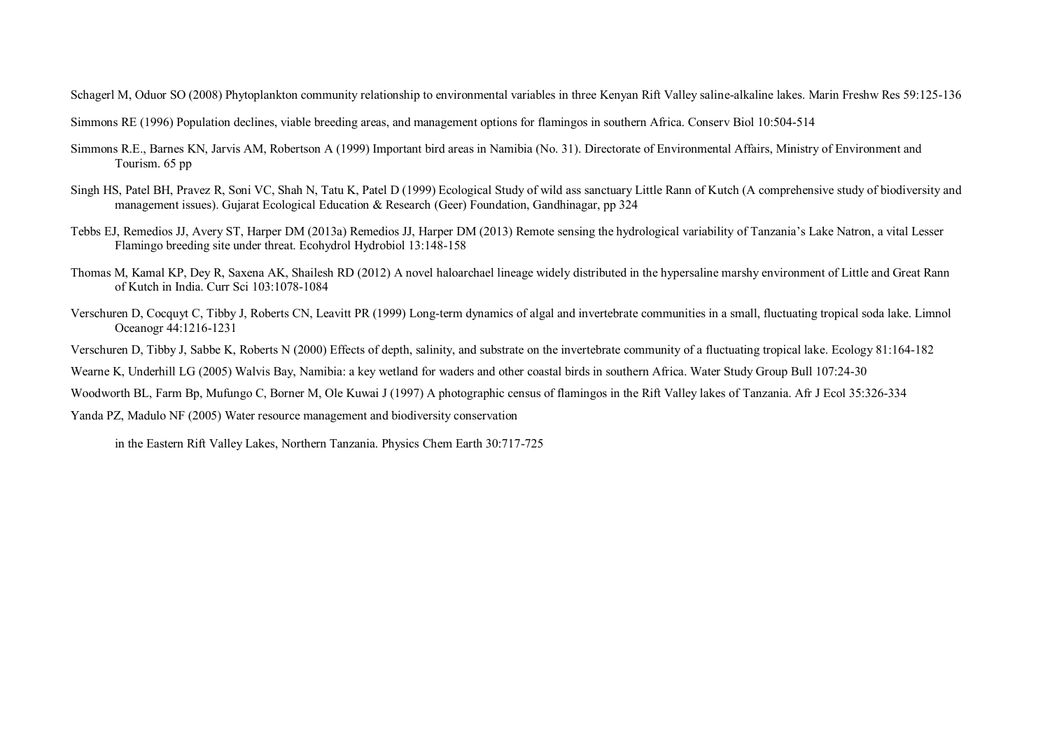Schagerl M, Oduor SO (2008) Phytoplankton community relationship to environmental variables in three Kenyan Rift Valley saline-alkaline lakes. Marin Freshw Res 59:125-136

Simmons RE (1996) Population declines, viable breeding areas, and management options for flamingos in southern Africa. Conserv Biol 10:504-514

Simmons R.E., Barnes KN, Jarvis AM, Robertson A (1999) Important bird areas in Namibia (No. 31). Directorate of Environmental Affairs, Ministry of Environment and Tourism. 65 pp

Singh HS, Patel BH, Pravez R, Soni VC, Shah N, Tatu K, Patel D (1999) Ecological Study of wild ass sanctuary Little Rann of Kutch (A comprehensive study of biodiversity and management issues). Gujarat Ecological Education & Research (Geer) Foundation, Gandhinagar, pp 324

Tebbs EJ, Remedios JJ, Avery ST, Harper DM (2013a) Remedios JJ, Harper DM (2013) Remote sensing the hydrological variability of Tanzania's Lake Natron, a vital Lesser Flamingo breeding site under threat. Ecohydrol Hydrobiol 13:148-158

Thomas M, Kamal KP, Dey R, Saxena AK, Shailesh RD (2012) A novel haloarchael lineage widely distributed in the hypersaline marshy environment of Little and Great Rann of Kutch in India. Curr Sci 103:1078-1084

Verschuren D, Cocquyt C, Tibby J, Roberts CN, Leavitt PR (1999) Long-term dynamics of algal and invertebrate communities in a small, fluctuating tropical soda lake. Limnol Oceanogr 44:1216-1231

Verschuren D, Tibby J, Sabbe K, Roberts N (2000) Effects of depth, salinity, and substrate on the invertebrate community of a fluctuating tropical lake. Ecology 81:164-182

Wearne K, Underhill LG (2005) Walvis Bay, Namibia: a key wetland for waders and other coastal birds in southern Africa. Water Study Group Bull 107:24-30

Woodworth BL, Farm Bp, Mufungo C, Borner M, Ole Kuwai J (1997) A photographic census of flamingos in the Rift Valley lakes of Tanzania. Afr J Ecol 35:326-334

Yanda PZ, Madulo NF (2005) Water resource management and biodiversity conservation

in the Eastern Rift Valley Lakes, Northern Tanzania. Physics Chem Earth 30:717-725